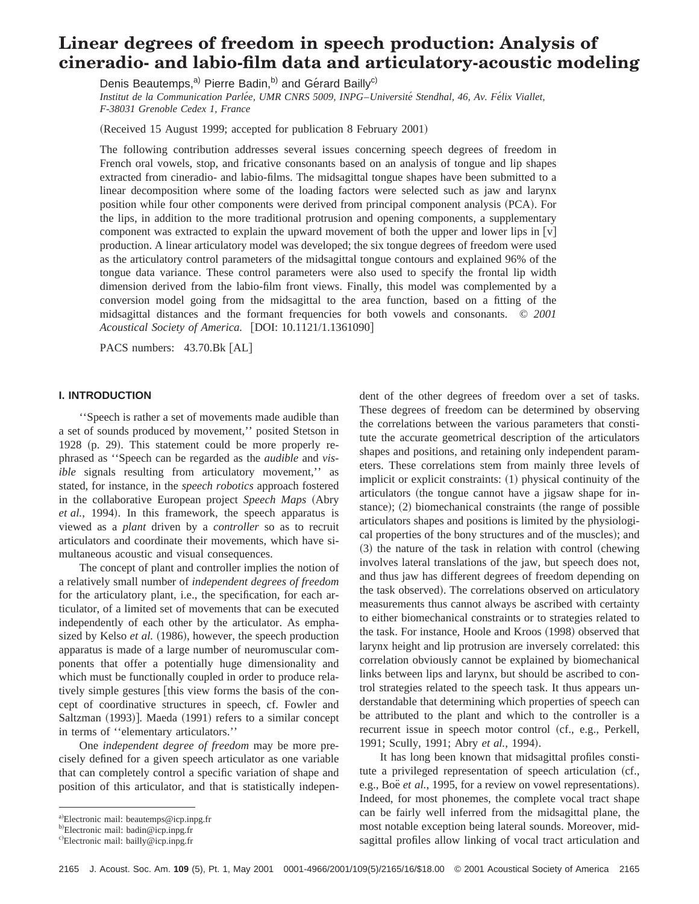# Linear degrees of freedom in speech production: Analysis of cineradio- and labio-film data and articulatory-acoustic modeling

Denis Beautemps,[a] Pierre Badin,[b] and Gérard Bailly[c]

*Institut de la Communication Parlée, UMR CNRS 5009, INPG–Université Stendhal, 46, Av. Félix Viallet, F-38031 Grenoble Cedex 1, France*

(Received 15 August 1999; accepted for publication 8 February 2001)

The following contribution addresses several issues concerning speech degrees of freedom in French oral vowels, stop, and fricative consonants based on an analysis of tongue and lip shapes extracted from cineradio- and labio-films. The midsagittal tongue shapes have been submitted to a linear decomposition where some of the loading factors were selected such as jaw and larynx position while four other components were derived from principal component analysis (PCA). For the lips, in addition to the more traditional protrusion and opening components, a supplementary component was extracted to explain the upward movement of both the upper and lower lips in [v] production. A linear articulatory model was developed; the six tongue degrees of freedom were used as the articulatory control parameters of the midsagittal tongue contours and explained 96% of the tongue data variance. These control parameters were also used to specify the frontal lip width dimension derived from the labio-film front views. Finally, this model was complemented by a conversion model going from the midsagittal to the area function, based on a fitting of the midsagittal distances and the formant frequencies for both vowels and consonants. © *2001 Acoustical Society of America.* [DOI: 10.1121/1.1361090]

PACS numbers: 43.70.Bk [AL]

## I. INTRODUCTION

''Speech is rather a set of movements made audible than a set of sounds produced by movement,'' posited Stetson in 1928 (p. 29). This statement could be more properly rephrased as ''Speech can be regarded as the *audible* and *visible* signals resulting from articulatory movement,'' as stated, for instance, in the *speech robotics* approach fostered in the collaborative European project *Speech Maps* (Abry *et al.*, 1994). In this framework, the speech apparatus is viewed as a *plant* driven by a *controller* so as to recruit articulators and coordinate their movements, which have simultaneous acoustic and visual consequences.

The concept of plant and controller implies the notion of a relatively small number of *independent degrees of freedom* for the articulatory plant, i.e., the specification, for each articulator, of a limited set of movements that can be executed independently of each other by the articulator. As emphasized by Kelso *et al.* (1986), however, the speech production apparatus is made of a large number of neuromuscular components that offer a potentially huge dimensionality and which must be functionally coupled in order to produce relatively simple gestures [this view forms the basis of the concept of coordinative structures in speech, cf. Fowler and Saltzman (1993)]. Maeda (1991) refers to a similar concept in terms of ''elementary articulators.''

One *independent degree of freedom* may be more precisely defined for a given speech articulator as one variable that can completely control a specific variation of shape and position of this articulator, and that is statistically independent of the other degrees of freedom over a set of tasks. These degrees of freedom can be determined by observing the correlations between the various parameters that constitute the accurate geometrical description of the articulators shapes and positions, and retaining only independent parameters. These correlations stem from mainly three levels of implicit or explicit constraints: (1) physical continuity of the articulators (the tongue cannot have a jigsaw shape for instance); (2) biomechanical constraints (the range of possible articulators shapes and positions is limited by the physiological properties of the bony structures and of the muscles); and (3) the nature of the task in relation with control (chewing involves lateral translations of the jaw, but speech does not, and thus jaw has different degrees of freedom depending on the task observed). The correlations observed on articulatory measurements thus cannot always be ascribed with certainty to either biomechanical constraints or to strategies related to the task. For instance, Hoole and Kroos (1998) observed that larynx height and lip protrusion are inversely correlated: this correlation obviously cannot be explained by biomechanical links between lips and larynx, but should be ascribed to control strategies related to the speech task. It thus appears understandable that determining which properties of speech can be attributed to the plant and which to the controller is a recurrent issue in speech motor control (cf., e.g., Perkell, 1991; Scully, 1991; Abry *et al.*, 1994).

It has long been known that midsagittal profiles constitute a privileged representation of speech articulation (cf., e.g., Boë *et al.*, 1995, for a review on vowel representations). Indeed, for most phonemes, the complete vocal tract shape can be fairly well inferred from the midsagittal plane, the most notable exception being lateral sounds. Moreover, midsagittal profiles allow linking of vocal tract articulation and

---

[a] Electronic mail: beautemps@icp.inpg.fr

[b] Electronic mail: badin@icp.inpg.fr

[c] Electronic mail: bailly@icp.inpg.fr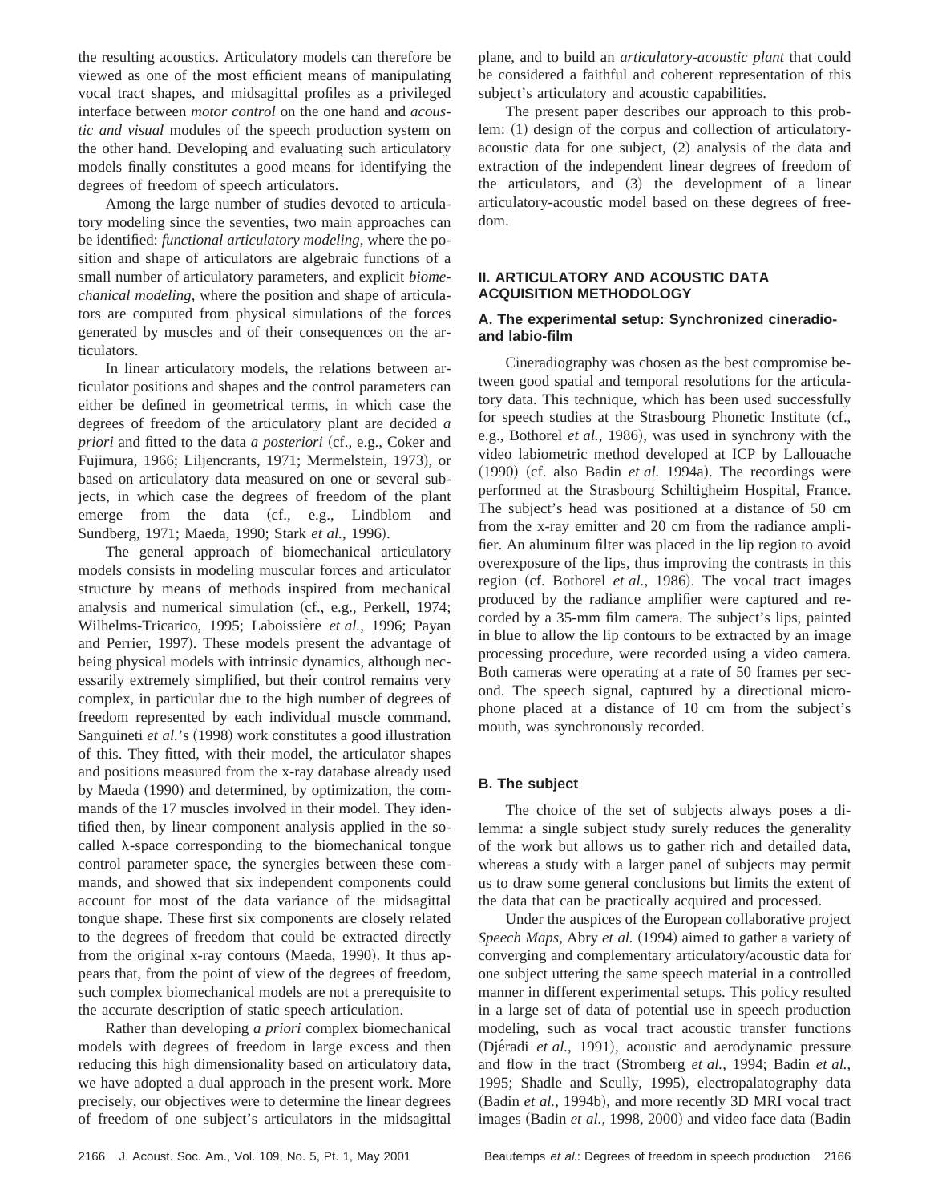the resulting acoustics. Articulatory models can therefore be viewed as one of the most efficient means of manipulating vocal tract shapes, and midsagittal profiles as a privileged interface between *motor control* on the one hand and *acoustic and visual* modules of the speech production system on the other hand. Developing and evaluating such articulatory models finally constitutes a good means for identifying the degrees of freedom of speech articulators.

Among the large number of studies devoted to articulatory modeling since the seventies, two main approaches can be identified: *functional articulatory modeling*, where the position and shape of articulators are algebraic functions of a small number of articulatory parameters, and explicit *biomechanical modeling*, where the position and shape of articulators are computed from physical simulations of the forces generated by muscles and of their consequences on the articulators.

In linear articulatory models, the relations between articulator positions and shapes and the control parameters can either be defined in geometrical terms, in which case the degrees of freedom of the articulatory plant are decided *a priori* and fitted to the data *a posteriori* (cf., e.g., Coker and Fujimura, 1966; Liljencrants, 1971; Mermelstein, 1973), or based on articulatory data measured on one or several subjects, in which case the degrees of freedom of the plant emerge from the data (cf., e.g., Lindblom and Sundberg, 1971; Maeda, 1990; Stark *et al.*, 1996).

The general approach of biomechanical articulatory models consists in modeling muscular forces and articulator structure by means of methods inspired from mechanical analysis and numerical simulation (cf., e.g., Perkell, 1974; Wilhelms-Tricarico, 1995; Laboissière *et al.*, 1996; Payan and Perrier, 1997). These models present the advantage of being physical models with intrinsic dynamics, although necessarily extremely simplified, but their control remains very complex, in particular due to the high number of degrees of freedom represented by each individual muscle command. Sanguineti *et al.*'s (1998) work constitutes a good illustration of this. They fitted, with their model, the articulator shapes and positions measured from the x-ray database already used by Maeda (1990) and determined, by optimization, the commands of the 17 muscles involved in their model. They identified then, by linear component analysis applied in the so-called $\lambda$-space corresponding to the biomechanical tongue control parameter space, the synergies between these commands, and showed that six independent components could account for most of the data variance of the midsagittal tongue shape. These first six components are closely related to the degrees of freedom that could be extracted directly from the original x-ray contours (Maeda, 1990). It thus appears that, from the point of view of the degrees of freedom, such complex biomechanical models are not a prerequisite to the accurate description of static speech articulation.

Rather than developing *a priori* complex biomechanical models with degrees of freedom in large excess and then reducing this high dimensionality based on articulatory data, we have adopted a dual approach in the present work. More precisely, our objectives were to determine the linear degrees of freedom of one subject's articulators in the midsagittal plane, and to build an *articulatory-acoustic plant* that could be considered a faithful and coherent representation of this subject's articulatory and acoustic capabilities.

The present paper describes our approach to this problem: (1) design of the corpus and collection of articulatory-acoustic data for one subject, (2) analysis of the data and extraction of the independent linear degrees of freedom of the articulators, and (3) the development of a linear articulatory-acoustic model based on these degrees of freedom.

## II. ARTICULATORY AND ACOUSTIC DATA ACQUISITION METHODOLOGY

### A. The experimental setup: Synchronized cineradio- and labio-film

Cineradiography was chosen as the best compromise between good spatial and temporal resolutions for the articulatory data. This technique, which has been used successfully for speech studies at the Strasbourg Phonetic Institute (cf., e.g., Bothorel *et al.*, 1986), was used in synchrony with the video labiometric method developed at ICP by Lallouache (1990) (cf. also Badin *et al.* 1994a). The recordings were performed at the Strasbourg Schiltigheim Hospital, France. The subject's head was positioned at a distance of 50 cm from the x-ray emitter and 20 cm from the radiance amplifier. An aluminum filter was placed in the lip region to avoid overexposure of the lips, thus improving the contrasts in this region (cf. Bothorel *et al.*, 1986). The vocal tract images produced by the radiance amplifier were captured and recorded by a 35-mm film camera. The subject's lips, painted in blue to allow the lip contours to be extracted by an image processing procedure, were recorded using a video camera. Both cameras were operating at a rate of 50 frames per second. The speech signal, captured by a directional microphone placed at a distance of 10 cm from the subject's mouth, was synchronously recorded.

### B. The subject

The choice of the set of subjects always poses a dilemma: a single subject study surely reduces the generality of the work but allows us to gather rich and detailed data, whereas a study with a larger panel of subjects may permit us to draw some general conclusions but limits the extent of the data that can be practically acquired and processed.

Under the auspices of the European collaborative project *Speech Maps*, Abry *et al.* (1994) aimed to gather a variety of converging and complementary articulatory/acoustic data for one subject uttering the same speech material in a controlled manner in different experimental setups. This policy resulted in a large set of data of potential use in speech production modeling, such as vocal tract acoustic transfer functions (Djéradi *et al.*, 1991), acoustic and aerodynamic pressure and flow in the tract (Stromberg *et al.*, 1994; Badin *et al.*, 1995; Shadle and Scully, 1995), electropalatography data (Badin *et al.*, 1994b), and more recently 3D MRI vocal tract images (Badin *et al.*, 1998, 2000) and video face data (Badin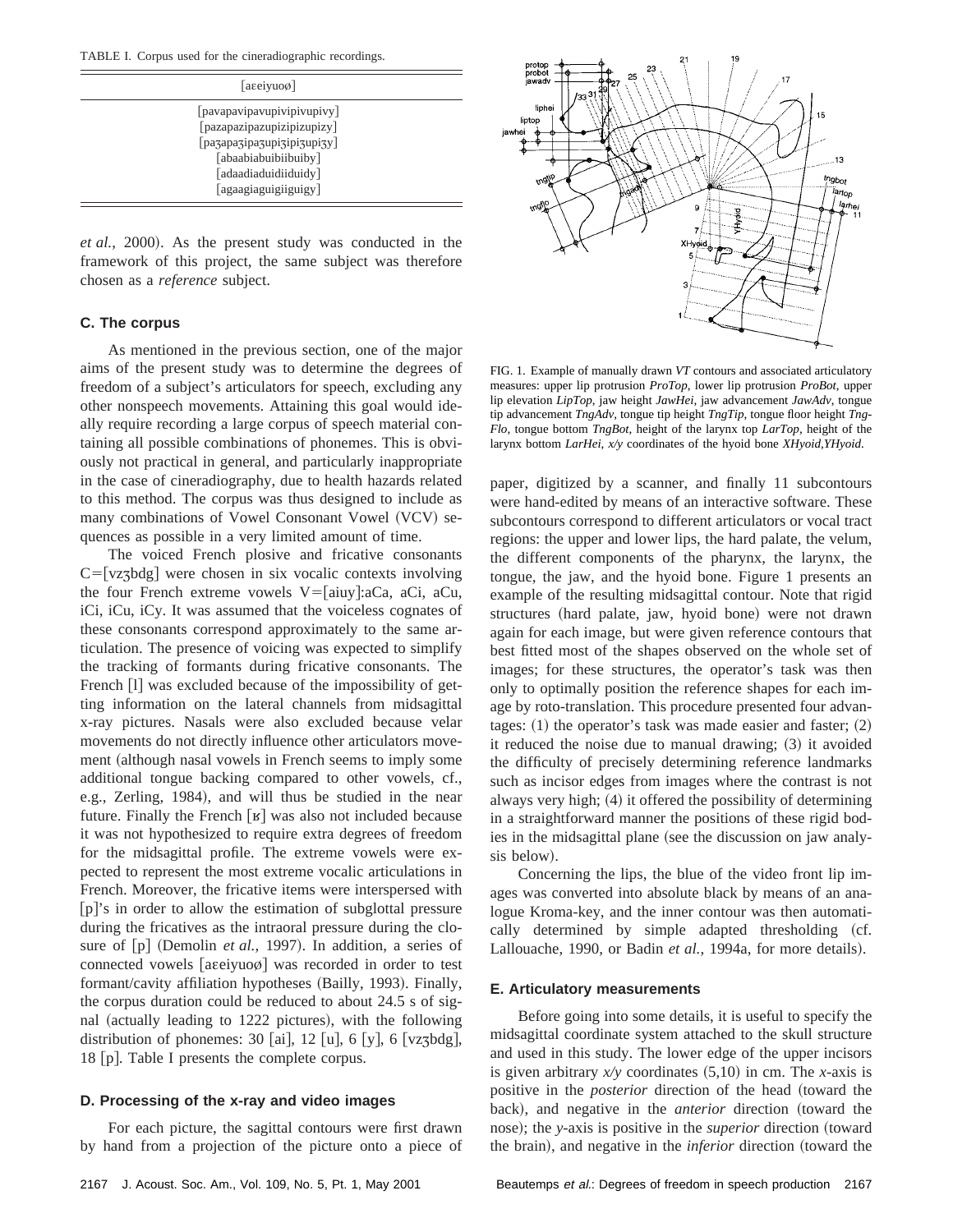TABLE I. Corpus used for the cineradiographic recordings.

| [aɛeiyuoø] |
| --- |
| [pavapavipavupivipivupivy] |
| [pazapazipazupizipizupizy] |
| [paʒapaʒipaʒupiʒipiʒupiʒy] |
| [abaabiabuibiibuiby] |
| [adaadiaduidiiduidy] |
| [agaagiaguigiiguigy] |

*et al.*, 2000). As the present study was conducted in the framework of this project, the same subject was therefore chosen as a *reference* subject.

### C. The corpus

As mentioned in the previous section, one of the major aims of the present study was to determine the degrees of freedom of a subject's articulators for speech, excluding any other nonspeech movements. Attaining this goal would ideally require recording a large corpus of speech material containing all possible combinations of phonemes. This is obviously not practical in general, and particularly inappropriate in the case of cineradiography, due to health hazards related to this method. The corpus was thus designed to include as many combinations of Vowel Consonant Vowel (VCV) sequences as possible in a very limited amount of time.

The voiced French plosive and fricative consonants C=[vzʒbdg] were chosen in six vocalic contexts involving the four French extreme vowels V=[aiuy]:aCa, aCi, aCu, iCi, iCu, iCy. It was assumed that the voiceless cognates of these consonants correspond approximately to the same articulation. The presence of voicing was expected to simplify the tracking of formants during fricative consonants. The French [l] was excluded because of the impossibility of getting information on the lateral channels from midsagittal x-ray pictures. Nasals were also excluded because velar movements do not directly influence other articulators movement (although nasal vowels in French seems to imply some additional tongue backing compared to other vowels, cf., e.g., Zerling, 1984), and will thus be studied in the near future. Finally the French [ʁ] was also not included because it was not hypothesized to require extra degrees of freedom for the midsagittal profile. The extreme vowels were expected to represent the most extreme vocalic articulations in French. Moreover, the fricative items were interspersed with [p]'s in order to allow the estimation of subglottal pressure during the fricatives as the intraoral pressure during the closure of [p] (Demolin *et al.*, 1997). In addition, a series of connected vowels [aɛeiyuoø] was recorded in order to test formant/cavity affiliation hypotheses (Bailly, 1993). Finally, the corpus duration could be reduced to about 24.5 s of signal (actually leading to 1222 pictures), with the following distribution of phonemes: 30 [ai], 12 [u], 6 [y], 6 [vzʒbdg], 18 [p]. Table I presents the complete corpus.

### D. Processing of the x-ray and video images

For each picture, the sagittal contours were first drawn by hand from a projection of the picture onto a piece of paper, digitized by a scanner, and finally 11 subcontours were hand-edited by means of an interactive software. These subcontours correspond to different articulators or vocal tract regions: the upper and lower lips, the hard palate, the velum, the different components of the pharynx, the larynx, the tongue, the jaw, and the hyoid bone. Figure 1 presents an example of the resulting midsagittal contour. Note that rigid structures (hard palate, jaw, hyoid bone) were not drawn again for each image, but were given reference contours that best fitted most of the shapes observed on the whole set of images; for these structures, the operator's task was then only to optimally position the reference shapes for each image by roto-translation. This procedure presented four advantages: (1) the operator's task was made easier and faster; (2) it reduced the noise due to manual drawing; (3) it avoided the difficulty of precisely determining reference landmarks such as incisor edges from images where the contrast is not always very high; (4) it offered the possibility of determining in a straightforward manner the positions of these rigid bodies in the midsagittal plane (see the discussion on jaw analysis below).

FIG. 1. Example of manually drawn *VT* contours and associated articulatory measures: upper lip protrusion *ProTop*, lower lip protrusion *ProBot*, upper lip elevation *LipTop*, jaw height *JawHei*, jaw advancement *JawAdv*, tongue tip advancement *TngAdv*, tongue tip height *TngTip*, tongue floor height *TngFlo*, tongue bottom *TngBot*, height of the larynx top *LarTop*, height of the larynx bottom *LarHei*, *x/y* coordinates of the hyoid bone *XHyoid*,*YHyoid*.

Concerning the lips, the blue of the video front lip images was converted into absolute black by means of an analogue Kroma-key, and the inner contour was then automatically determined by simple adapted thresholding (cf. Lallouache, 1990, or Badin *et al.*, 1994a, for more details).

### E. Articulatory measurements

Before going into some details, it is useful to specify the midsagittal coordinate system attached to the skull structure and used in this study. The lower edge of the upper incisors is given arbitrary *x/y* coordinates (5,10) in cm. The *x*-axis is positive in the *posterior* direction of the head (toward the back), and negative in the *anterior* direction (toward the nose); the *y*-axis is positive in the *superior* direction (toward the brain), and negative in the *inferior* direction (toward the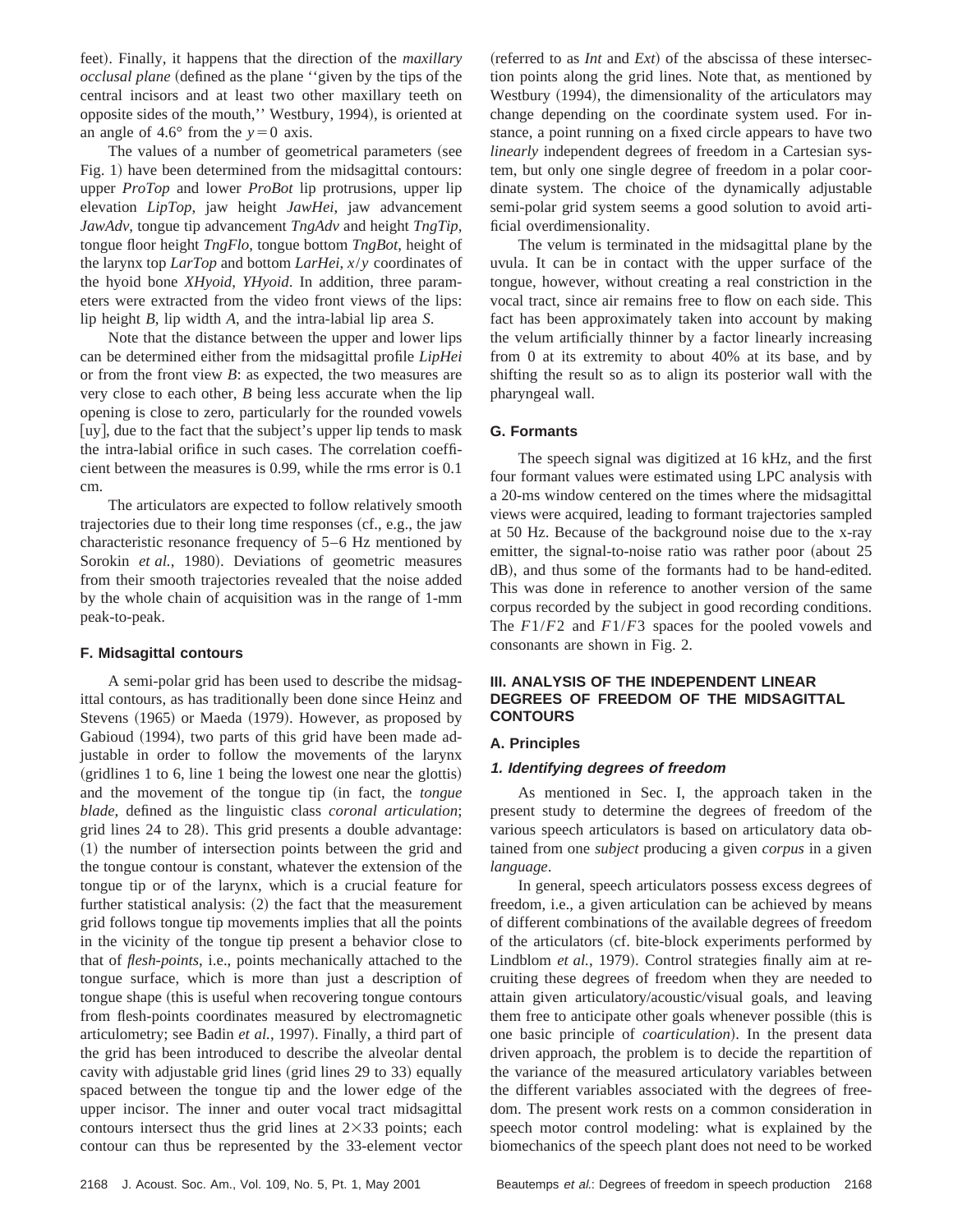feet). Finally, it happens that the direction of the *maxillary occlusal plane* (defined as the plane ''given by the tips of the central incisors and at least two other maxillary teeth on opposite sides of the mouth,'' Westbury, 1994), is oriented at an angle of 4.6° from the $y=0$ axis.

The values of a number of geometrical parameters (see Fig. 1) have been determined from the midsagittal contours: upper *ProTop* and lower *ProBot* lip protrusions, upper lip elevation *LipTop*, jaw height *JawHei*, jaw advancement *JawAdv*, tongue tip advancement *TngAdv* and height *TngTip*, tongue floor height *TngFlo*, tongue bottom *TngBot*, height of the larynx top *LarTop* and bottom *LarHei*, $x/y$ coordinates of the hyoid bone *XHyoid*, *YHyoid*. In addition, three parameters were extracted from the video front views of the lips: lip height $B$, lip width $A$, and the intra-labial lip area $S$.

Note that the distance between the upper and lower lips can be determined either from the midsagittal profile *LipHei* or from the front view $B$: as expected, the two measures are very close to each other, $B$ being less accurate when the lip opening is close to zero, particularly for the rounded vowels [uy], due to the fact that the subject's upper lip tends to mask the intra-labial orifice in such cases. The correlation coefficient between the measures is 0.99, while the rms error is 0.1 cm.

The articulators are expected to follow relatively smooth trajectories due to their long time responses (cf., e.g., the jaw characteristic resonance frequency of 5–6 Hz mentioned by Sorokin *et al.*, 1980). Deviations of geometric measures from their smooth trajectories revealed that the noise added by the whole chain of acquisition was in the range of 1-mm peak-to-peak.

### F. Midsagittal contours

A semi-polar grid has been used to describe the midsagittal contours, as has traditionally been done since Heinz and Stevens (1965) or Maeda (1979). However, as proposed by Gabioud (1994), two parts of this grid have been made adjustable in order to follow the movements of the larynx (gridlines 1 to 6, line 1 being the lowest one near the glottis) and the movement of the tongue tip (in fact, the *tongue blade*, defined as the linguistic class *coronal articulation*; grid lines 24 to 28). This grid presents a double advantage: (1) the number of intersection points between the grid and the tongue contour is constant, whatever the extension of the tongue tip or of the larynx, which is a crucial feature for further statistical analysis: (2) the fact that the measurement grid follows tongue tip movements implies that all the points in the vicinity of the tongue tip present a behavior close to that of *flesh-points*, i.e., points mechanically attached to the tongue surface, which is more than just a description of tongue shape (this is useful when recovering tongue contours from flesh-points coordinates measured by electromagnetic articulometry; see Badin *et al.*, 1997). Finally, a third part of the grid has been introduced to describe the alveolar dental cavity with adjustable grid lines (grid lines 29 to 33) equally spaced between the tongue tip and the lower edge of the upper incisor. The inner and outer vocal tract midsagittal contours intersect thus the grid lines at $2\times33$ points; each contour can thus be represented by the 33-element vector (referred to as *Int* and *Ext*) of the abscissa of these intersection points along the grid lines. Note that, as mentioned by Westbury (1994), the dimensionality of the articulators may change depending on the coordinate system used. For instance, a point running on a fixed circle appears to have two *linearly* independent degrees of freedom in a Cartesian system, but only one single degree of freedom in a polar coordinate system. The choice of the dynamically adjustable semi-polar grid system seems a good solution to avoid artificial overdimensionality.

The velum is terminated in the midsagittal plane by the uvula. It can be in contact with the upper surface of the tongue, however, without creating a real constriction in the vocal tract, since air remains free to flow on each side. This fact has been approximately taken into account by making the velum artificially thinner by a factor linearly increasing from 0 at its extremity to about 40% at its base, and by shifting the result so as to align its posterior wall with the pharyngeal wall.

### G. Formants

The speech signal was digitized at 16 kHz, and the first four formant values were estimated using LPC analysis with a 20-ms window centered on the times where the midsagittal views were acquired, leading to formant trajectories sampled at 50 Hz. Because of the background noise due to the x-ray emitter, the signal-to-noise ratio was rather poor (about 25 dB), and thus some of the formants had to be hand-edited. This was done in reference to another version of the same corpus recorded by the subject in good recording conditions. The $F1/F2$ and $F1/F3$ spaces for the pooled vowels and consonants are shown in Fig. 2.

## III. ANALYSIS OF THE INDEPENDENT LINEAR DEGREES OF FREEDOM OF THE MIDSAGITTAL CONTOURS

### A. Principles

#### *1. Identifying degrees of freedom*

As mentioned in Sec. I, the approach taken in the present study to determine the degrees of freedom of the various speech articulators is based on articulatory data obtained from one *subject* producing a given *corpus* in a given *language*.

In general, speech articulators possess excess degrees of freedom, i.e., a given articulation can be achieved by means of different combinations of the available degrees of freedom of the articulators (cf. bite-block experiments performed by Lindblom *et al.*, 1979). Control strategies finally aim at recruiting these degrees of freedom when they are needed to attain given articulatory/acoustic/visual goals, and leaving them free to anticipate other goals whenever possible (this is one basic principle of *coarticulation*). In the present data driven approach, the problem is to decide the repartition of the variance of the measured articulatory variables between the different variables associated with the degrees of freedom. The present work rests on a common consideration in speech motor control modeling: what is explained by the biomechanics of the speech plant does not need to be worked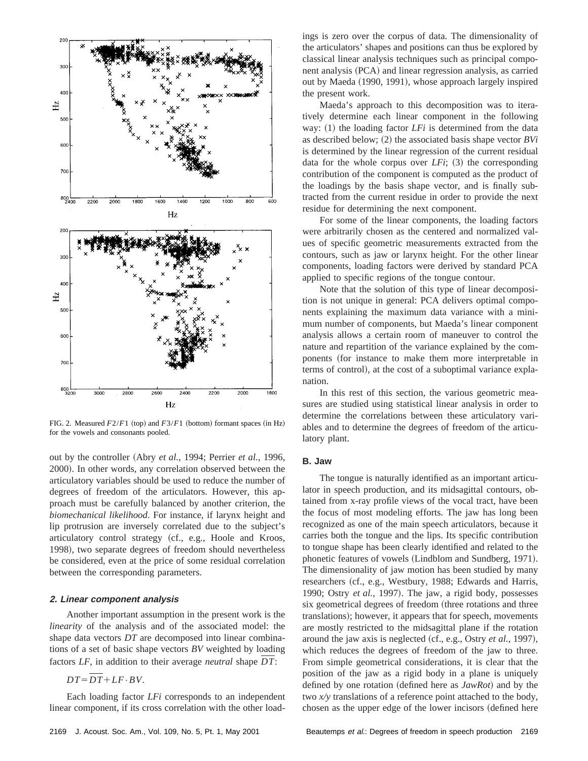FIG. 2. Measured $F2/F1$ (top) and $F3/F1$ (bottom) formant spaces (in Hz) for the vowels and consonants pooled.

out by the controller (Abry *et al.*, 1994; Perrier *et al.*, 1996, 2000). In other words, any correlation observed between the articulatory variables should be used to reduce the number of degrees of freedom of the articulators. However, this approach must be carefully balanced by another criterion, the *biomechanical likelihood*. For instance, if larynx height and lip protrusion are inversely correlated due to the subject's articulatory control strategy (cf., e.g., Hoole and Kroos, 1998), two separate degrees of freedom should nevertheless be considered, even at the price of some residual correlation between the corresponding parameters.

#### *2. Linear component analysis*

Another important assumption in the present work is the *linearity* of the analysis and of the associated model: the shape data vectors *DT* are decomposed into linear combinations of a set of basic shape vectors *BV* weighted by loading factors *LF*, in addition to their average *neutral* shape $\overline{DT}$:

$$DT = \overline{DT} + LF \cdot BV.$$

Each loading factor *LFi* corresponds to an independent linear component, if its cross correlation with the other loadings is zero over the corpus of data. The dimensionality of the articulators' shapes and positions can thus be explored by classical linear analysis techniques such as principal component analysis (PCA) and linear regression analysis, as carried out by Maeda (1990, 1991), whose approach largely inspired the present work.

Maeda's approach to this decomposition was to iteratively determine each linear component in the following way: (1) the loading factor *LFi* is determined from the data as described below; (2) the associated basis shape vector *BVi* is determined by the linear regression of the current residual data for the whole corpus over *LFi*; (3) the corresponding contribution of the component is computed as the product of the loadings by the basis shape vector, and is finally subtracted from the current residue in order to provide the next residue for determining the next component.

For some of the linear components, the loading factors were arbitrarily chosen as the centered and normalized values of specific geometric measurements extracted from the contours, such as jaw or larynx height. For the other linear components, loading factors were derived by standard PCA applied to specific regions of the tongue contour.

Note that the solution of this type of linear decomposition is not unique in general: PCA delivers optimal components explaining the maximum data variance with a minimum number of components, but Maeda's linear component analysis allows a certain room of maneuver to control the nature and repartition of the variance explained by the components (for instance to make them more interpretable in terms of control), at the cost of a suboptimal variance explanation.

In this rest of this section, the various geometric measures are studied using statistical linear analysis in order to determine the correlations between these articulatory variables and to determine the degrees of freedom of the articulatory plant.

### B. Jaw

The tongue is naturally identified as an important articulator in speech production, and its midsagittal contours, obtained from x-ray profile views of the vocal tract, have been the focus of most modeling efforts. The jaw has long been recognized as one of the main speech articulators, because it carries both the tongue and the lips. Its specific contribution to tongue shape has been clearly identified and related to the phonetic features of vowels (Lindblom and Sundberg, 1971). The dimensionality of jaw motion has been studied by many researchers (cf., e.g., Westbury, 1988; Edwards and Harris, 1990; Ostry *et al.*, 1997). The jaw, a rigid body, possesses six geometrical degrees of freedom (three rotations and three translations); however, it appears that for speech, movements are mostly restricted to the midsagittal plane if the rotation around the jaw axis is neglected (cf., e.g., Ostry *et al.*, 1997), which reduces the degrees of freedom of the jaw to three. From simple geometrical considerations, it is clear that the position of the jaw as a rigid body in a plane is uniquely defined by one rotation (defined here as *JawRot*) and by the two *x/y* translations of a reference point attached to the body, chosen as the upper edge of the lower incisors (defined here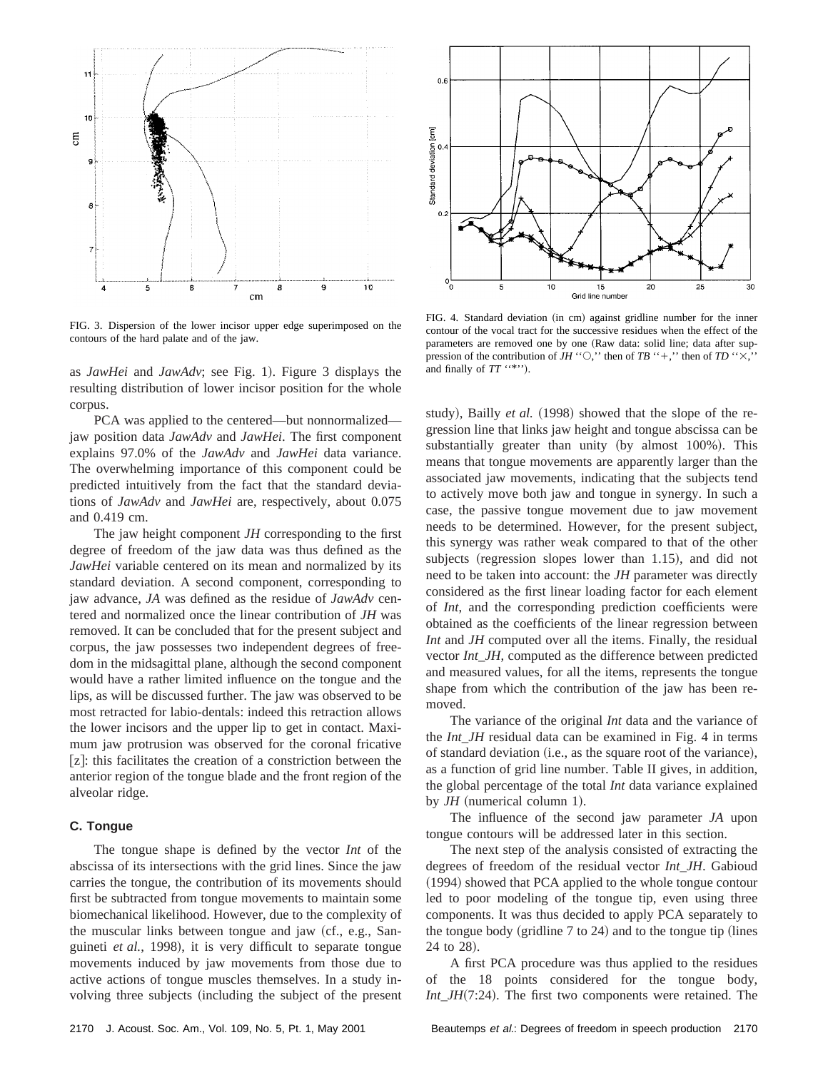FIG. 3. Dispersion of the lower incisor upper edge superimposed on the contours of the hard palate and of the jaw.

FIG. 4. Standard deviation (in cm) against gridline number for the inner contour of the vocal tract for the successive residues when the effect of the parameters are removed one by one (Raw data: solid line; data after suppression of the contribution of *JH* "○," then of *TB* "+," then of *TD* "×," and finally of *TT* "*").

as *JawHei* and *JawAdv*; see Fig. 1). Figure 3 displays the resulting distribution of lower incisor position for the whole corpus.

PCA was applied to the centered—but nonnormalized—jaw position data *JawAdv* and *JawHei*. The first component explains 97.0% of the *JawAdv* and *JawHei* data variance. The overwhelming importance of this component could be predicted intuitively from the fact that the standard deviations of *JawAdv* and *JawHei* are, respectively, about 0.075 and 0.419 cm.

The jaw height component *JH* corresponding to the first degree of freedom of the jaw data was thus defined as the *JawHei* variable centered on its mean and normalized by its standard deviation. A second component, corresponding to jaw advance, *JA* was defined as the residue of *JawAdv* centered and normalized once the linear contribution of *JH* was removed. It can be concluded that for the present subject and corpus, the jaw possesses two independent degrees of freedom in the midsagittal plane, although the second component would have a rather limited influence on the tongue and the lips, as will be discussed further. The jaw was observed to be most retracted for labio-dentals: indeed this retraction allows the lower incisors and the upper lip to get in contact. Maximum jaw protrusion was observed for the coronal fricative [z]: this facilitates the creation of a constriction between the anterior region of the tongue blade and the front region of the alveolar ridge.

### C. Tongue

The tongue shape is defined by the vector *Int* of the abscissa of its intersections with the grid lines. Since the jaw carries the tongue, the contribution of its movements should first be subtracted from tongue movements to maintain some biomechanical likelihood. However, due to the complexity of the muscular links between tongue and jaw (cf., e.g., Sanguineti *et al.*, 1998), it is very difficult to separate tongue movements induced by jaw movements from those due to active actions of tongue muscles themselves. In a study involving three subjects (including the subject of the present study), Bailly *et al.* (1998) showed that the slope of the regression line that links jaw height and tongue abscissa can be substantially greater than unity (by almost 100%). This means that tongue movements are apparently larger than the associated jaw movements, indicating that the subjects tend to actively move both jaw and tongue in synergy. In such a case, the passive tongue movement due to jaw movement needs to be determined. However, for the present subject, this synergy was rather weak compared to that of the other subjects (regression slopes lower than 1.15), and did not need to be taken into account: the *JH* parameter was directly considered as the first linear loading factor for each element of *Int*, and the corresponding prediction coefficients were obtained as the coefficients of the linear regression between *Int* and *JH* computed over all the items. Finally, the residual vector *Int_JH*, computed as the difference between predicted and measured values, for all the items, represents the tongue shape from which the contribution of the jaw has been removed.

The variance of the original *Int* data and the variance of the *Int_JH* residual data can be examined in Fig. 4 in terms of standard deviation (i.e., as the square root of the variance), as a function of grid line number. Table II gives, in addition, the global percentage of the total *Int* data variance explained by *JH* (numerical column 1).

The influence of the second jaw parameter *JA* upon tongue contours will be addressed later in this section.

The next step of the analysis consisted of extracting the degrees of freedom of the residual vector *Int_JH*. Gabioud (1994) showed that PCA applied to the whole tongue contour led to poor modeling of the tongue tip, even using three components. It was thus decided to apply PCA separately to the tongue body (gridline 7 to 24) and to the tongue tip (lines 24 to 28).

A first PCA procedure was thus applied to the residues of the 18 points considered for the tongue body, *Int_JH*(7:24). The first two components were retained. The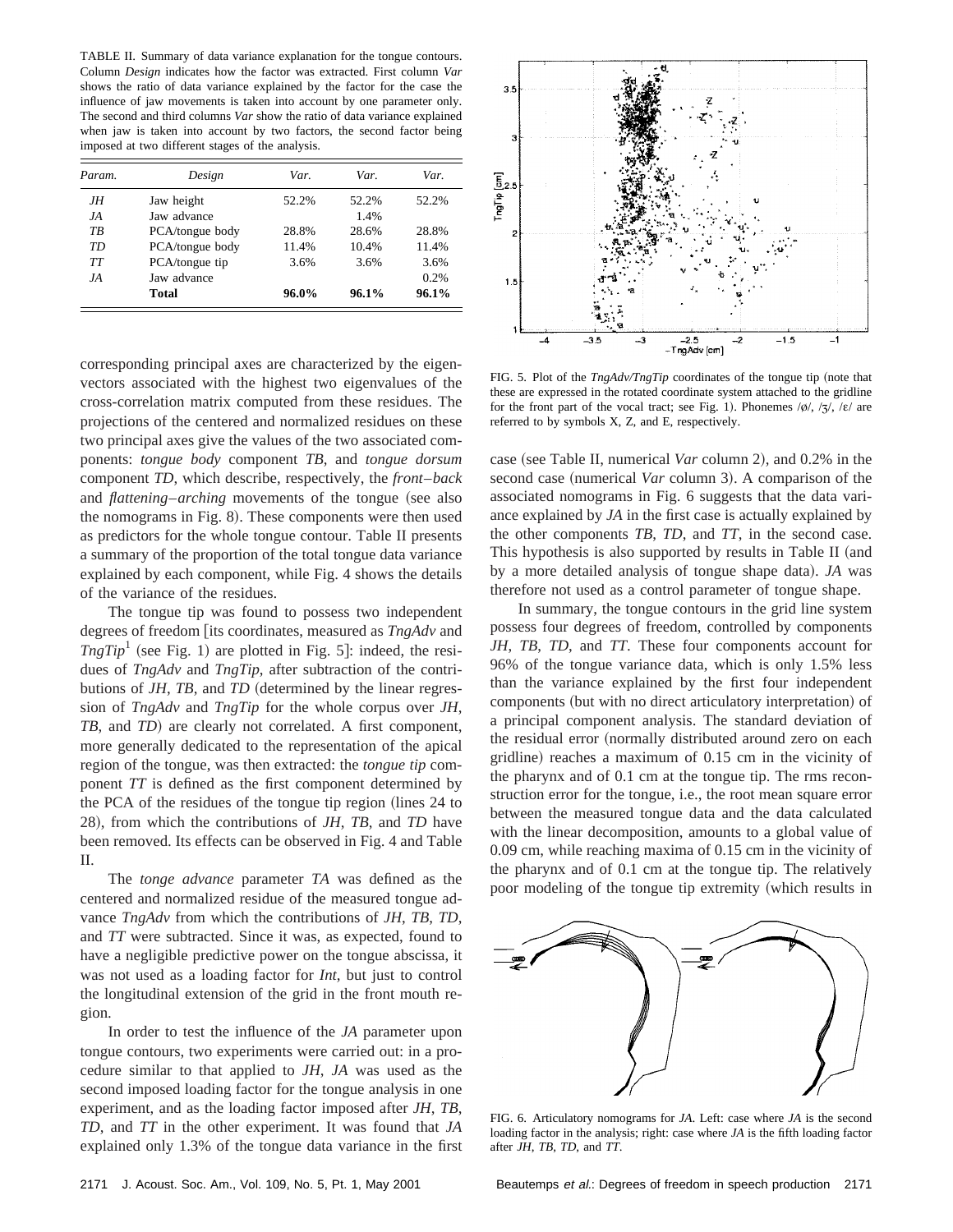TABLE II. Summary of data variance explanation for the tongue contours. Column *Design* indicates how the factor was extracted. First column *Var* shows the ratio of data variance explained by the factor for the case the influence of jaw movements is taken into account by one parameter only. The second and third columns *Var* show the ratio of data variance explained when jaw is taken into account by two factors, the second factor being imposed at two different stages of the analysis.

| *Param.* | *Design* | *Var.* | *Var.* | *Var.* |
|---|---|---|---|---|
| *JH* | Jaw height | 52.2% | 52.2% | 52.2% |
| *JA* | Jaw advance | | 1.4% | |
| *TB* | PCA/tongue body | 28.8% | 28.6% | 28.8% |
| *TD* | PCA/tongue body | 11.4% | 10.4% | 11.4% |
| *TT* | PCA/tongue tip | 3.6% | 3.6% | 3.6% |
| *JA* | Jaw advance | | | 0.2% |
| | **Total** | **96.0%** | **96.1%** | **96.1%** |

corresponding principal axes are characterized by the eigenvectors associated with the highest two eigenvalues of the cross-correlation matrix computed from these residues. The projections of the centered and normalized residues on these two principal axes give the values of the two associated components: *tongue body* component *TB*, and *tongue dorsum* component *TD*, which describe, respectively, the *front–back* and *flattening–arching* movements of the tongue (see also the nomograms in Fig. 8). These components were then used as predictors for the whole tongue contour. Table II presents a summary of the proportion of the total tongue data variance explained by each component, while Fig. 4 shows the details of the variance of the residues.

The tongue tip was found to possess two independent degrees of freedom [its coordinates, measured as *TngAdv* and *TngTip*[1] (see Fig. 1) are plotted in Fig. 5]: indeed, the residues of *TngAdv* and *TngTip*, after subtraction of the contributions of *JH*, *TB*, and *TD* (determined by the linear regression of *TngAdv* and *TngTip* for the whole corpus over *JH*, *TB*, and *TD*) are clearly not correlated. A first component, more generally dedicated to the representation of the apical region of the tongue, was then extracted: the *tongue tip* component *TT* is defined as the first component determined by the PCA of the residues of the tongue tip region (lines 24 to 28), from which the contributions of *JH*, *TB*, and *TD* have been removed. Its effects can be observed in Fig. 4 and Table II.

The *tonge advance* parameter *TA* was defined as the centered and normalized residue of the measured tongue advance *TngAdv* from which the contributions of *JH*, *TB*, *TD*, and *TT* were subtracted. Since it was, as expected, found to have a negligible predictive power on the tongue abscissa, it was not used as a loading factor for *Int*, but just to control the longitudinal extension of the grid in the front mouth region.

In order to test the influence of the *JA* parameter upon tongue contours, two experiments were carried out: in a procedure similar to that applied to *JH*, *JA* was used as the second imposed loading factor for the tongue analysis in one experiment, and as the loading factor imposed after *JH*, *TB*, *TD*, and *TT* in the other experiment. It was found that *JA* explained only 1.3% of the tongue data variance in the first case (see Table II, numerical *Var* column 2), and 0.2% in the second case (numerical *Var* column 3). A comparison of the associated nomograms in Fig. 6 suggests that the data variance explained by *JA* in the first case is actually explained by the other components *TB*, *TD*, and *TT*, in the second case. This hypothesis is also supported by results in Table II (and by a more detailed analysis of tongue shape data). *JA* was therefore not used as a control parameter of tongue shape.

FIG. 5. Plot of the *TngAdv/TngTip* coordinates of the tongue tip (note that these are expressed in the rotated coordinate system attached to the gridline for the front part of the vocal tract; see Fig. 1). Phonemes /ø/, /ʒ/, /ɛ/ are referred to by symbols X, Z, and E, respectively.

In summary, the tongue contours in the grid line system possess four degrees of freedom, controlled by components *JH*, *TB*, *TD*, and *TT*. These four components account for 96% of the tongue variance data, which is only 1.5% less than the variance explained by the first four independent components (but with no direct articulatory interpretation) of a principal component analysis. The standard deviation of the residual error (normally distributed around zero on each gridline) reaches a maximum of 0.15 cm in the vicinity of the pharynx and of 0.1 cm at the tongue tip. The rms reconstruction error for the tongue, i.e., the root mean square error between the measured tongue data and the data calculated with the linear decomposition, amounts to a global value of 0.09 cm, while reaching maxima of 0.15 cm in the vicinity of the pharynx and of 0.1 cm at the tongue tip. The relatively poor modeling of the tongue tip extremity (which results in

FIG. 6. Articulatory nomograms for *JA*. Left: case where *JA* is the second loading factor in the analysis; right: case where *JA* is the fifth loading factor after *JH*, *TB*, *TD*, and *TT*.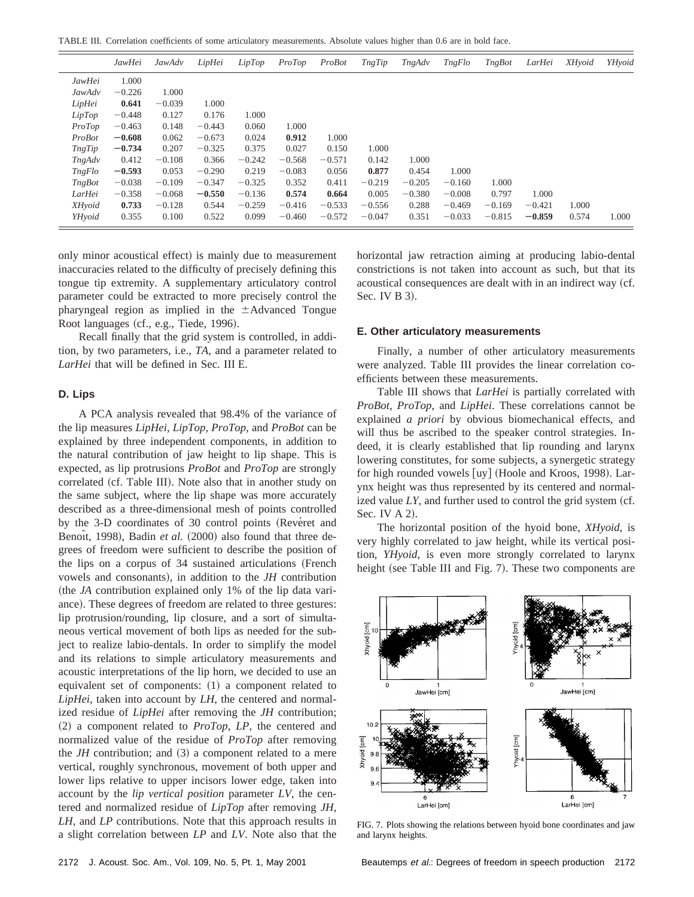TABLE III. Correlation coefficients of some articulatory measurements. Absolute values higher than 0.6 are in bold face.

| | *JawHei* | *JawAdv* | *LipHei* | *LipTop* | *ProTop* | *ProBot* | *TngTip* | *TngAdv* | *TngFlo* | *TngBot* | *LarHei* | *XHyoid* | *YHyoid* |
|---|---|---|---|---|---|---|---|---|---|---|---|---|---|
| *JawHei* | 1.000 | | | | | | | | | | | | |
| *JawAdv* | −0.226 | 1.000 | | | | | | | | | | | |
| *LipHei* | **0.641** | −0.039 | 1.000 | | | | | | | | | | |
| *LipTop* | −0.448 | 0.127 | 0.176 | 1.000 | | | | | | | | | |
| *ProTop* | −0.463 | 0.148 | −0.443 | 0.060 | 1.000 | | | | | | | | |
| *ProBot* | **−0.608** | 0.062 | −0.673 | 0.024 | **0.912** | 1.000 | | | | | | | |
| *TngTip* | **−0.734** | 0.207 | −0.325 | 0.375 | 0.027 | 0.150 | 1.000 | | | | | | |
| *TngAdv* | 0.412 | −0.108 | 0.366 | −0.242 | −0.568 | −0.571 | 0.142 | 1.000 | | | | | |
| *TngFlo* | **−0.593** | 0.053 | −0.290 | 0.219 | −0.083 | 0.056 | **0.877** | 0.454 | 1.000 | | | | |
| *TngBot* | −0.038 | −0.109 | −0.347 | −0.325 | 0.352 | 0.411 | −0.219 | −0.205 | −0.160 | 1.000 | | | |
| *LarHei* | −0.358 | −0.068 | **−0.550** | −0.136 | **0.574** | **0.664** | 0.005 | −0.380 | −0.008 | 0.797 | 1.000 | | |
| *XHyoid* | **0.733** | −0.128 | 0.544 | −0.259 | −0.416 | −0.533 | −0.556 | 0.288 | −0.469 | −0.169 | −0.421 | 1.000 | |
| *YHyoid* | 0.355 | 0.100 | 0.522 | 0.099 | −0.460 | −0.572 | −0.047 | 0.351 | −0.033 | −0.815 | **−0.859** | 0.574 | 1.000 |

only minor acoustical effect) is mainly due to measurement inaccuracies related to the difficulty of precisely defining this tongue tip extremity. A supplementary articulatory control parameter could be extracted to more precisely control the pharyngeal region as implied in the ±Advanced Tongue Root languages (cf., e.g., Tiede, 1996).

Recall finally that the grid system is controlled, in addition, by two parameters, i.e., *TA*, and a parameter related to *LarHei* that will be defined in Sec. III E.

### D. Lips

A PCA analysis revealed that 98.4% of the variance of the lip measures *LipHei*, *LipTop*, *ProTop*, and *ProBot* can be explained by three independent components, in addition to the natural contribution of jaw height to lip shape. This is expected, as lip protrusions *ProBot* and *ProTop* are strongly correlated (cf. Table III). Note also that in another study on the same subject, where the lip shape was more accurately described as a three-dimensional mesh of points controlled by the 3-D coordinates of 30 control points (Revéret and Benoît, 1998), Badin *et al.* (2000) also found that three degrees of freedom were sufficient to describe the position of the lips on a corpus of 34 sustained articulations (French vowels and consonants), in addition to the *JH* contribution (the *JA* contribution explained only 1% of the lip data variance). These degrees of freedom are related to three gestures: lip protrusion/rounding, lip closure, and a sort of simultaneous vertical movement of both lips as needed for the subject to realize labio-dentals. In order to simplify the model and its relations to simple articulatory measurements and acoustic interpretations of the lip horn, we decided to use an equivalent set of components: (1) a component related to *LipHei*, taken into account by *LH*, the centered and normalized residue of *LipHei* after removing the *JH* contribution; (2) a component related to *ProTop*, *LP*, the centered and normalized value of the residue of *ProTop* after removing the *JH* contribution; and (3) a component related to a mere vertical, roughly synchronous, movement of both upper and lower lips relative to upper incisors lower edge, taken into account by the *lip vertical position* parameter *LV*, the centered and normalized residue of *LipTop* after removing *JH*, *LH*, and *LP* contributions. Note that this approach results in a slight correlation between *LP* and *LV*. Note also that the horizontal jaw retraction aiming at producing labio-dental constrictions is not taken into account as such, but that its acoustical consequences are dealt with in an indirect way (cf. Sec. IV B 3).

### E. Other articulatory measurements

Finally, a number of other articulatory measurements were analyzed. Table III provides the linear correlation coefficients between these measurements.

Table III shows that *LarHei* is partially correlated with *ProBot*, *ProTop*, and *LipHei*. These correlations cannot be explained *a priori* by obvious biomechanical effects, and will thus be ascribed to the speaker control strategies. Indeed, it is clearly established that lip rounding and larynx lowering constitutes, for some subjects, a synergetic strategy for high rounded vowels [uy] (Hoole and Kroos, 1998). Larynx height was thus represented by its centered and normalized value *LY*, and further used to control the grid system (cf. Sec. IV A 2).

The horizontal position of the hyoid bone, *XHyoid*, is very highly correlated to jaw height, while its vertical position, *YHyoid*, is even more strongly correlated to larynx height (see Table III and Fig. 7). These two components are

FIG. 7. Plots showing the relations between hyoid bone coordinates and jaw and larynx heights.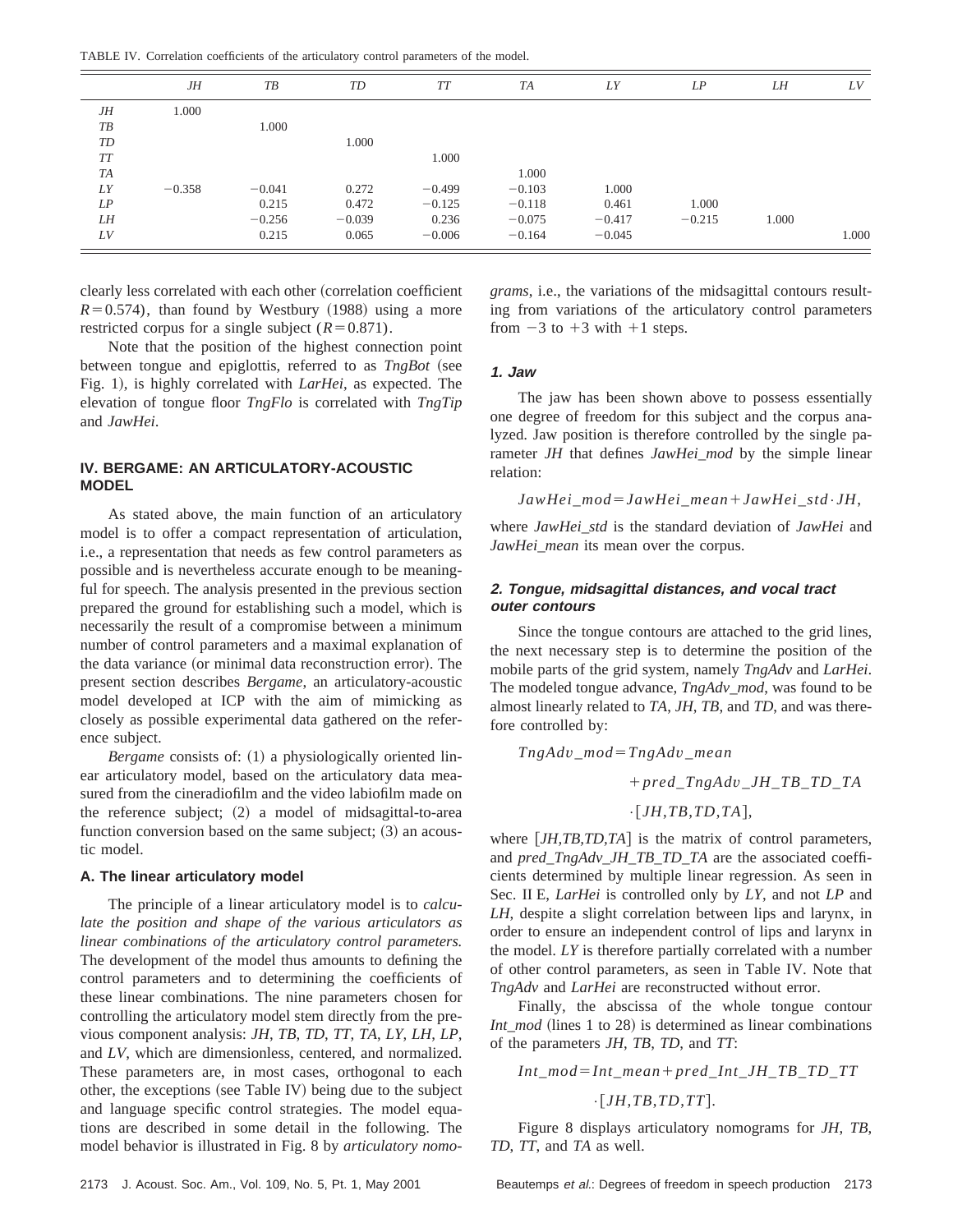TABLE IV. Correlation coefficients of the articulatory control parameters of the model.

| | *JH* | *TB* | *TD* | *TT* | *TA* | *LY* | *LP* | *LH* | *LV* |
|---|---|---|---|---|---|---|---|---|---|
| *JH* | 1.000 | | | | | | | | |
| *TB* | | 1.000 | | | | | | | |
| *TD* | | | 1.000 | | | | | | |
| *TT* | | | | 1.000 | | | | | |
| *TA* | | | | | 1.000 | | | | |
| *LY* | −0.358 | −0.041 | 0.272 | −0.499 | −0.103 | 1.000 | | | |
| *LP* | | 0.215 | 0.472 | −0.125 | −0.118 | 0.461 | 1.000 | | |
| *LH* | | −0.256 | −0.039 | 0.236 | −0.075 | −0.417 | −0.215 | 1.000 | |
| *LV* | | 0.215 | 0.065 | −0.006 | −0.164 | −0.045 | | | 1.000 |

clearly less correlated with each other (correlation coefficient $R=0.574$), than found by Westbury (1988) using a more restricted corpus for a single subject ($R=0.871$).

Note that the position of the highest connection point between tongue and epiglottis, referred to as *TngBot* (see Fig. 1), is highly correlated with *LarHei*, as expected. The elevation of tongue floor *TngFlo* is correlated with *TngTip* and *JawHei*.

## IV. BERGAME: AN ARTICULATORY-ACOUSTIC MODEL

As stated above, the main function of an articulatory model is to offer a compact representation of articulation, i.e., a representation that needs as few control parameters as possible and is nevertheless accurate enough to be meaningful for speech. The analysis presented in the previous section prepared the ground for establishing such a model, which is necessarily the result of a compromise between a minimum number of control parameters and a maximal explanation of the data variance (or minimal data reconstruction error). The present section describes *Bergame*, an articulatory-acoustic model developed at ICP with the aim of mimicking as closely as possible experimental data gathered on the reference subject.

*Bergame* consists of: (1) a physiologically oriented linear articulatory model, based on the articulatory data measured from the cineradiofilm and the video labiofilm made on the reference subject; (2) a model of midsagittal-to-area function conversion based on the same subject; (3) an acoustic model.

### A. The linear articulatory model

The principle of a linear articulatory model is to *calculate the position and shape of the various articulators as linear combinations of the articulatory control parameters.* The development of the model thus amounts to defining the control parameters and to determining the coefficients of these linear combinations. The nine parameters chosen for controlling the articulatory model stem directly from the previous component analysis: *JH*, *TB*, *TD*, *TT*, *TA*, *LY*, *LH*, *LP*, and *LV*, which are dimensionless, centered, and normalized. These parameters are, in most cases, orthogonal to each other, the exceptions (see Table IV) being due to the subject and language specific control strategies. The model equations are described in some detail in the following. The model behavior is illustrated in Fig. 8 by *articulatory nomograms*, i.e., the variations of the midsagittal contours resulting from variations of the articulatory control parameters from −3 to +3 with +1 steps.

#### 1. Jaw

The jaw has been shown above to possess essentially one degree of freedom for this subject and the corpus analyzed. Jaw position is therefore controlled by the single parameter *JH* that defines *JawHei_mod* by the simple linear relation:

$$JawHei\_mod = JawHei\_mean + JawHei\_std \cdot JH,$$

where *JawHei_std* is the standard deviation of *JawHei* and *JawHei_mean* its mean over the corpus.

#### 2. Tongue, midsagittal distances, and vocal tract outer contours

Since the tongue contours are attached to the grid lines, the next necessary step is to determine the position of the mobile parts of the grid system, namely *TngAdv* and *LarHei*. The modeled tongue advance, *TngAdv_mod*, was found to be almost linearly related to *TA*, *JH*, *TB*, and *TD*, and was therefore controlled by:

$$TngAdv\_mod = TngAdv\_mean + pred\_TngAdv\_JH\_TB\_TD\_TA \cdot [JH, TB, TD, TA],$$

where [*JH,TB,TD,TA*] is the matrix of control parameters, and *pred_TngAdv_JH_TB_TD_TA* are the associated coefficients determined by multiple linear regression. As seen in Sec. II E, *LarHei* is controlled only by *LY*, and not *LP* and *LH*, despite a slight correlation between lips and larynx, in order to ensure an independent control of lips and larynx in the model. *LY* is therefore partially correlated with a number of other control parameters, as seen in Table IV. Note that *TngAdv* and *LarHei* are reconstructed without error.

Finally, the abscissa of the whole tongue contour *Int_mod* (lines 1 to 28) is determined as linear combinations of the parameters *JH*, *TB*, *TD*, and *TT*:

$$Int\_mod = Int\_mean + pred\_Int\_JH\_TB\_TD\_TT \cdot [JH, TB, TD, TT].$$

Figure 8 displays articulatory nomograms for *JH*, *TB*, *TD*, *TT*, and *TA* as well.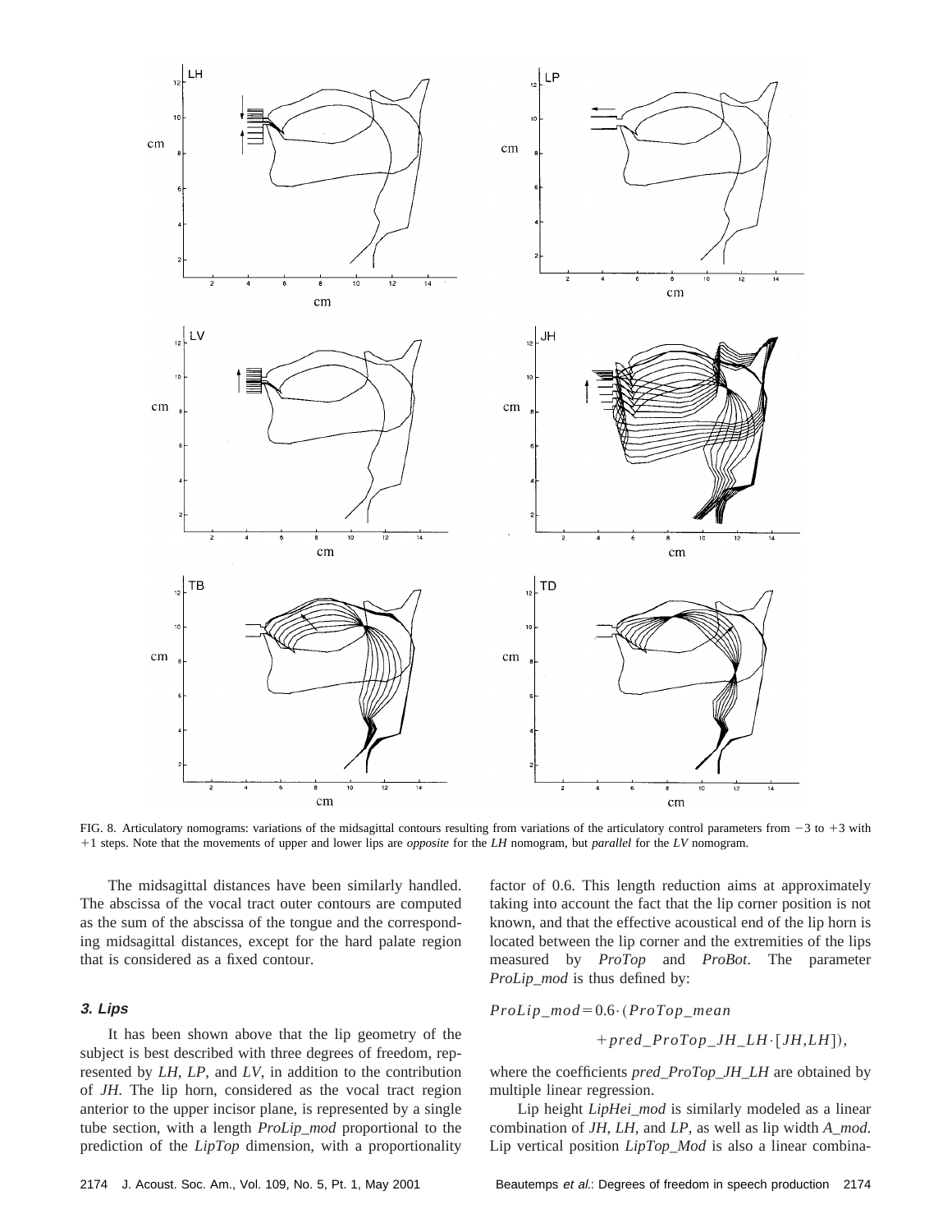FIG. 8. Articulatory nomograms: variations of the midsagittal contours resulting from variations of the articulatory control parameters from −3 to +3 with +1 steps. Note that the movements of upper and lower lips are *opposite* for the *LH* nomogram, but *parallel* for the *LV* nomogram.

The midsagittal distances have been similarly handled. The abscissa of the vocal tract outer contours are computed as the sum of the abscissa of the tongue and the corresponding midsagittal distances, except for the hard palate region that is considered as a fixed contour.

### 3. Lips

It has been shown above that the lip geometry of the subject is best described with three degrees of freedom, represented by *LH*, *LP*, and *LV*, in addition to the contribution of *JH*. The lip horn, considered as the vocal tract region anterior to the upper incisor plane, is represented by a single tube section, with a length *ProLip_mod* proportional to the prediction of the *LipTop* dimension, with a proportionality factor of 0.6. This length reduction aims at approximately taking into account the fact that the lip corner position is not known, and that the effective acoustical end of the lip horn is located between the lip corner and the extremities of the lips measured by *ProTop* and *ProBot*. The parameter *ProLip_mod* is thus defined by:

$$ProLip\_mod = 0.6 \cdot (ProTop\_mean + pred\_ProTop\_JH\_LH \cdot [JH, LH]),$$

where the coefficients *pred_ProTop_JH_LH* are obtained by multiple linear regression.

Lip height *LipHei_mod* is similarly modeled as a linear combination of *JH*, *LH*, and *LP*, as well as lip width *A_mod*. Lip vertical position *LipTop_Mod* is also a linear combina-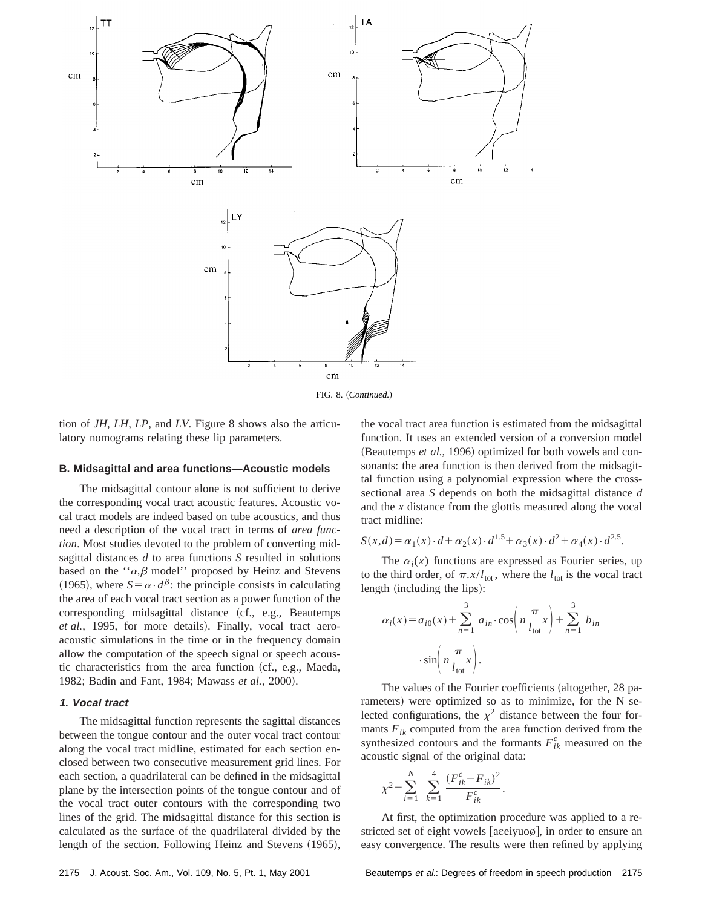FIG. 8. (*Continued.*)

tion of *JH*, *LH*, *LP*, and *LV*. Figure 8 shows also the articulatory nomograms relating these lip parameters.

### B. Midsagittal and area functions—Acoustic models

The midsagittal contour alone is not sufficient to derive the corresponding vocal tract acoustic features. Acoustic vocal tract models are indeed based on tube acoustics, and thus need a description of the vocal tract in terms of *area function*. Most studies devoted to the problem of converting midsagittal distances $d$ to area functions $S$ resulted in solutions based on the ''$\alpha,\beta$ model'' proposed by Heinz and Stevens (1965), where $S=\alpha \cdot d^{\beta}$: the principle consists in calculating the area of each vocal tract section as a power function of the corresponding midsagittal distance (cf., e.g., Beautemps *et al.*, 1995, for more details). Finally, vocal tract aero-acoustic simulations in the time or in the frequency domain allow the computation of the speech signal or speech acoustic characteristics from the area function (cf., e.g., Maeda, 1982; Badin and Fant, 1984; Mawass *et al.*, 2000).

#### 1. Vocal tract

The midsagittal function represents the sagittal distances between the tongue contour and the outer vocal tract contour along the vocal tract midline, estimated for each section enclosed between two consecutive measurement grid lines. For each section, a quadrilateral can be defined in the midsagittal plane by the intersection points of the tongue contour and of the vocal tract outer contours with the corresponding two lines of the grid. The midsagittal distance for this section is calculated as the surface of the quadrilateral divided by the length of the section. Following Heinz and Stevens (1965), the vocal tract area function is estimated from the midsagittal function. It uses an extended version of a conversion model (Beautemps *et al.*, 1996) optimized for both vowels and consonants: the area function is then derived from the midsagittal function using a polynomial expression where the cross-sectional area $S$ depends on both the midsagittal distance $d$ and the $x$ distance from the glottis measured along the vocal tract midline:

$$S(x,d)=\alpha_1(x)\cdot d+\alpha_2(x)\cdot d^{1.5}+\alpha_3(x)\cdot d^2+\alpha_4(x)\cdot d^{2.5}.$$

The $\alpha_i(x)$ functions are expressed as Fourier series, up to the third order, of $\pi.x/l_{\text{tot}}$, where the $l_{\text{tot}}$ is the vocal tract length (including the lips):

$$\alpha_i(x)=a_{i0}(x)+\sum_{n=1}^{3} a_{in}\cdot\cos\left(n\frac{\pi}{l_{\text{tot}}}x\right)+\sum_{n=1}^{3} b_{in}\cdot\sin\left(n\frac{\pi}{l_{\text{tot}}}x\right).$$

The values of the Fourier coefficients (altogether, 28 parameters) were optimized so as to minimize, for the N selected configurations, the $\chi^2$ distance between the four formants $F_{ik}$ computed from the area function derived from the synthesized contours and the formants $F_{ik}^c$ measured on the acoustic signal of the original data:

$$\chi^2=\sum_{i=1}^{N}\sum_{k=1}^{4}\frac{(F_{ik}^c-F_{ik})^2}{F_{ik}^c}.$$

At first, the optimization procedure was applied to a restricted set of eight vowels [aɛeiyuoø], in order to ensure an easy convergence. The results were then refined by applying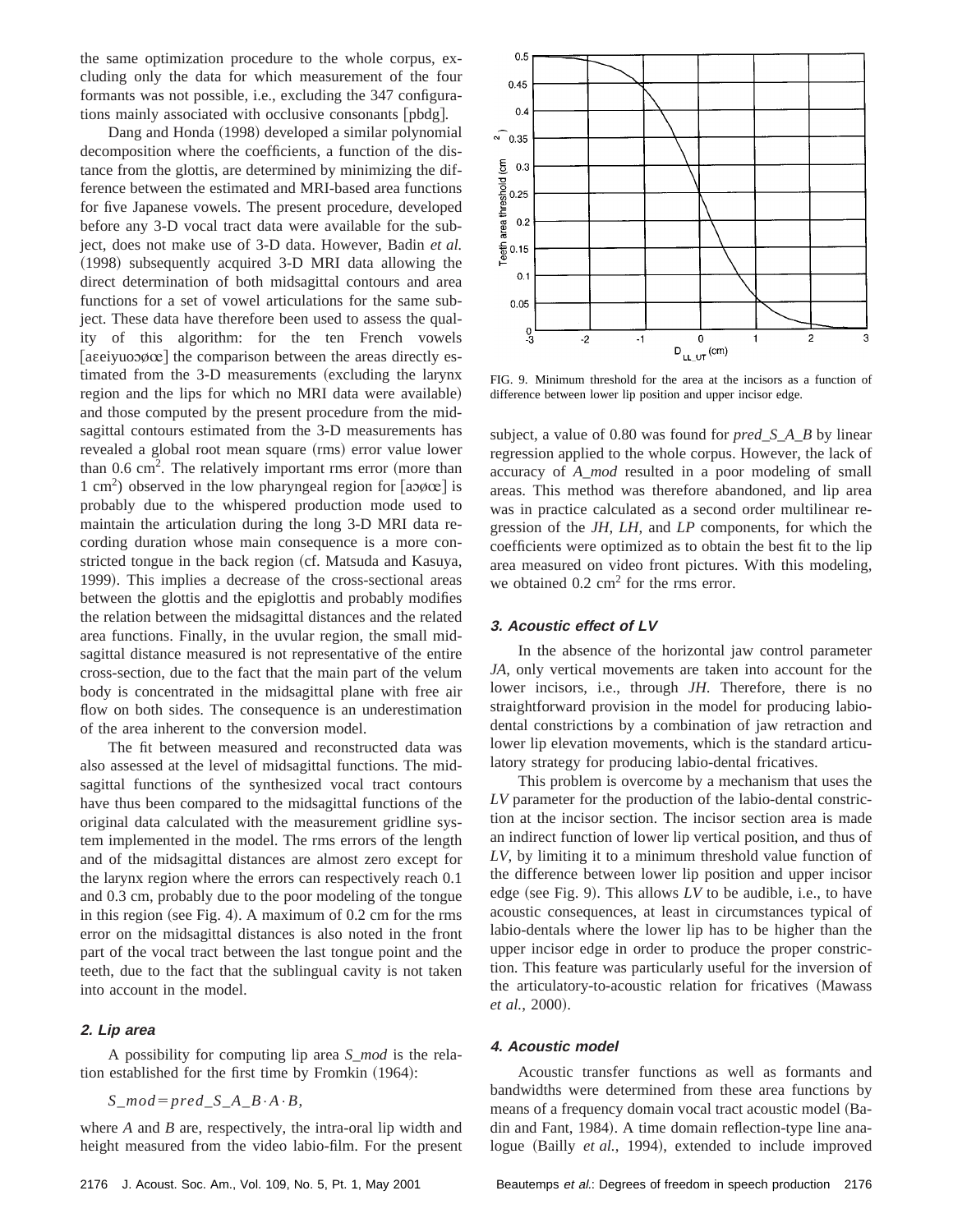the same optimization procedure to the whole corpus, excluding only the data for which measurement of the four formants was not possible, i.e., excluding the 347 configurations mainly associated with occlusive consonants [pbdg].

Dang and Honda (1998) developed a similar polynomial decomposition where the coefficients, a function of the distance from the glottis, are determined by minimizing the difference between the estimated and MRI-based area functions for five Japanese vowels. The present procedure, developed before any 3-D vocal tract data were available for the subject, does not make use of 3-D data. However, Badin *et al.* (1998) subsequently acquired 3-D MRI data allowing the direct determination of both midsagittal contours and area functions for a set of vowel articulations for the same subject. These data have therefore been used to assess the quality of this algorithm: for the ten French vowels [aɛeiyuoɔøœ] the comparison between the areas directly estimated from the 3-D measurements (excluding the larynx region and the lips for which no MRI data were available) and those computed by the present procedure from the midsagittal contours estimated from the 3-D measurements has revealed a global root mean square (rms) error value lower than 0.6 $cm^2$. The relatively important rms error (more than 1 $cm^2$) observed in the low pharyngeal region for [aɔøœ] is probably due to the whispered production mode used to maintain the articulation during the long 3-D MRI data recording duration whose main consequence is a more constricted tongue in the back region (cf. Matsuda and Kasuya, 1999). This implies a decrease of the cross-sectional areas between the glottis and the epiglottis and probably modifies the relation between the midsagittal distances and the related area functions. Finally, in the uvular region, the small midsagittal distance measured is not representative of the entire cross-section, due to the fact that the main part of the velum body is concentrated in the midsagittal plane with free air flow on both sides. The consequence is an underestimation of the area inherent to the conversion model.

The fit between measured and reconstructed data was also assessed at the level of midsagittal functions. The midsagittal functions of the synthesized vocal tract contours have thus been compared to the midsagittal functions of the original data calculated with the measurement gridline system implemented in the model. The rms errors of the length and of the midsagittal distances are almost zero except for the larynx region where the errors can respectively reach 0.1 and 0.3 cm, probably due to the poor modeling of the tongue in this region (see Fig. 4). A maximum of 0.2 cm for the rms error on the midsagittal distances is also noted in the front part of the vocal tract between the last tongue point and the teeth, due to the fact that the sublingual cavity is not taken into account in the model.

#### 2. Lip area

A possibility for computing lip area *S_mod* is the relation established for the first time by Fromkin (1964):

$$S\_mod = pred\_S\_A\_B \cdot A \cdot B,$$

where *A* and *B* are, respectively, the intra-oral lip width and height measured from the video labio-film. For the present subject, a value of 0.80 was found for *pred_S_A_B* by linear regression applied to the whole corpus. However, the lack of accuracy of *A_mod* resulted in a poor modeling of small areas. This method was therefore abandoned, and lip area was in practice calculated as a second order multilinear regression of the *JH, LH,* and *LP* components, for which the coefficients were optimized as to obtain the best fit to the lip area measured on video front pictures. With this modeling, we obtained 0.2 $cm^2$ for the rms error.

FIG. 9. Minimum threshold for the area at the incisors as a function of difference between lower lip position and upper incisor edge.

#### 3. Acoustic effect of LV

In the absence of the horizontal jaw control parameter *JA*, only vertical movements are taken into account for the lower incisors, i.e., through *JH*. Therefore, there is no straightforward provision in the model for producing labio-dental constrictions by a combination of jaw retraction and lower lip elevation movements, which is the standard articulatory strategy for producing labio-dental fricatives.

This problem is overcome by a mechanism that uses the *LV* parameter for the production of the labio-dental constriction at the incisor section. The incisor section area is made an indirect function of lower lip vertical position, and thus of *LV*, by limiting it to a minimum threshold value function of the difference between lower lip position and upper incisor edge (see Fig. 9). This allows *LV* to be audible, i.e., to have acoustic consequences, at least in circumstances typical of labio-dentals where the lower lip has to be higher than the upper incisor edge in order to produce the proper constriction. This feature was particularly useful for the inversion of the articulatory-to-acoustic relation for fricatives (Mawass *et al.*, 2000).

#### 4. Acoustic model

Acoustic transfer functions as well as formants and bandwidths were determined from these area functions by means of a frequency domain vocal tract acoustic model (Badin and Fant, 1984). A time domain reflection-type line analogue (Bailly *et al.*, 1994), extended to include improved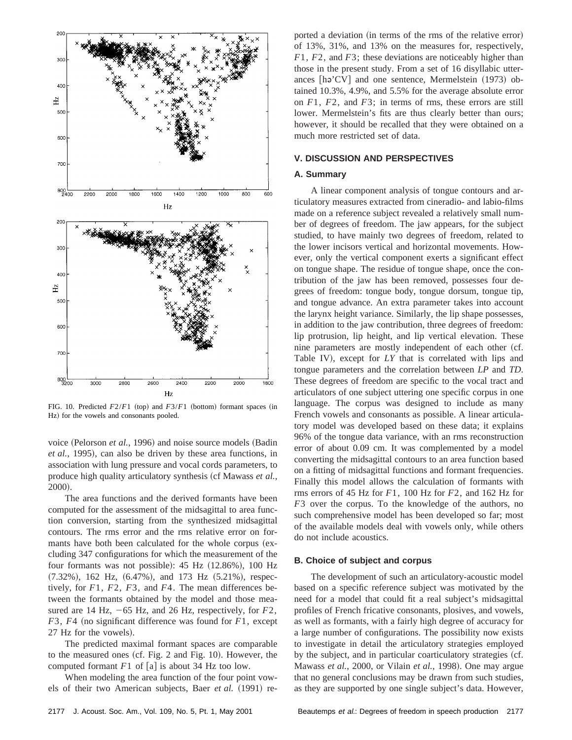FIG. 10. Predicted $F2/F1$ (top) and $F3/F1$ (bottom) formant spaces (in Hz) for the vowels and consonants pooled.

voice (Pelorson *et al.*, 1996) and noise source models (Badin *et al.*, 1995), can also be driven by these area functions, in association with lung pressure and vocal cords parameters, to produce high quality articulatory synthesis (cf Mawass *et al.*, 2000).

The area functions and the derived formants have been computed for the assessment of the midsagittal to area function conversion, starting from the synthesized midsagittal contours. The rms error and the rms relative error on formants have both been calculated for the whole corpus (excluding 347 configurations for which the measurement of the four formants was not possible): 45 Hz (12.86%), 100 Hz (7.32%), 162 Hz, (6.47%), and 173 Hz (5.21%), respectively, for $F1$, $F2$, $F3$, and $F4$. The mean differences between the formants obtained by the model and those measured are 14 Hz, −65 Hz, and 26 Hz, respectively, for $F2$, $F3$, $F4$ (no significant difference was found for $F1$, except 27 Hz for the vowels).

The predicted maximal formant spaces are comparable to the measured ones (cf. Fig. 2 and Fig. 10). However, the computed formant $F1$ of [a] is about 34 Hz too low.

When modeling the area function of the four point vowels of their two American subjects, Baer *et al.* (1991) reported a deviation (in terms of the rms of the relative error) of 13%, 31%, and 13% on the measures for, respectively, $F1$, $F2$, and $F3$; these deviations are noticeably higher than those in the present study. From a set of 16 disyllabic utterances [hə'CV] and one sentence, Mermelstein (1973) obtained 10.3%, 4.9%, and 5.5% for the average absolute error on $F1$, $F2$, and $F3$; in terms of rms, these errors are still lower. Mermelstein's fits are thus clearly better than ours; however, it should be recalled that they were obtained on a much more restricted set of data.

## V. DISCUSSION AND PERSPECTIVES

### A. Summary

A linear component analysis of tongue contours and articulatory measures extracted from cineradio- and labio-films made on a reference subject revealed a relatively small number of degrees of freedom. The jaw appears, for the subject studied, to have mainly two degrees of freedom, related to the lower incisors vertical and horizontal movements. However, only the vertical component exerts a significant effect on tongue shape. The residue of tongue shape, once the contribution of the jaw has been removed, possesses four degrees of freedom: tongue body, tongue dorsum, tongue tip, and tongue advance. An extra parameter takes into account the larynx height variance. Similarly, the lip shape possesses, in addition to the jaw contribution, three degrees of freedom: lip protrusion, lip height, and lip vertical elevation. These nine parameters are mostly independent of each other (cf. Table IV), except for *LY* that is correlated with lips and tongue parameters and the correlation between *LP* and *TD*. These degrees of freedom are specific to the vocal tract and articulators of one subject uttering one specific corpus in one language. The corpus was designed to include as many French vowels and consonants as possible. A linear articulatory model was developed based on these data; it explains 96% of the tongue data variance, with an rms reconstruction error of about 0.09 cm. It was complemented by a model converting the midsagittal contours to an area function based on a fitting of midsagittal functions and formant frequencies. Finally this model allows the calculation of formants with rms errors of 45 Hz for $F1$, 100 Hz for $F2$, and 162 Hz for $F3$ over the corpus. To the knowledge of the authors, no such comprehensive model has been developed so far; most of the available models deal with vowels only, while others do not include acoustics.

### B. Choice of subject and corpus

The development of such an articulatory-acoustic model based on a specific reference subject was motivated by the need for a model that could fit a real subject's midsagittal profiles of French fricative consonants, plosives, and vowels, as well as formants, with a fairly high degree of accuracy for a large number of configurations. The possibility now exists to investigate in detail the articulatory strategies employed by the subject, and in particular coarticulatory strategies (cf. Mawass *et al.*, 2000, or Vilain *et al.*, 1998). One may argue that no general conclusions may be drawn from such studies, as they are supported by one single subject's data. However,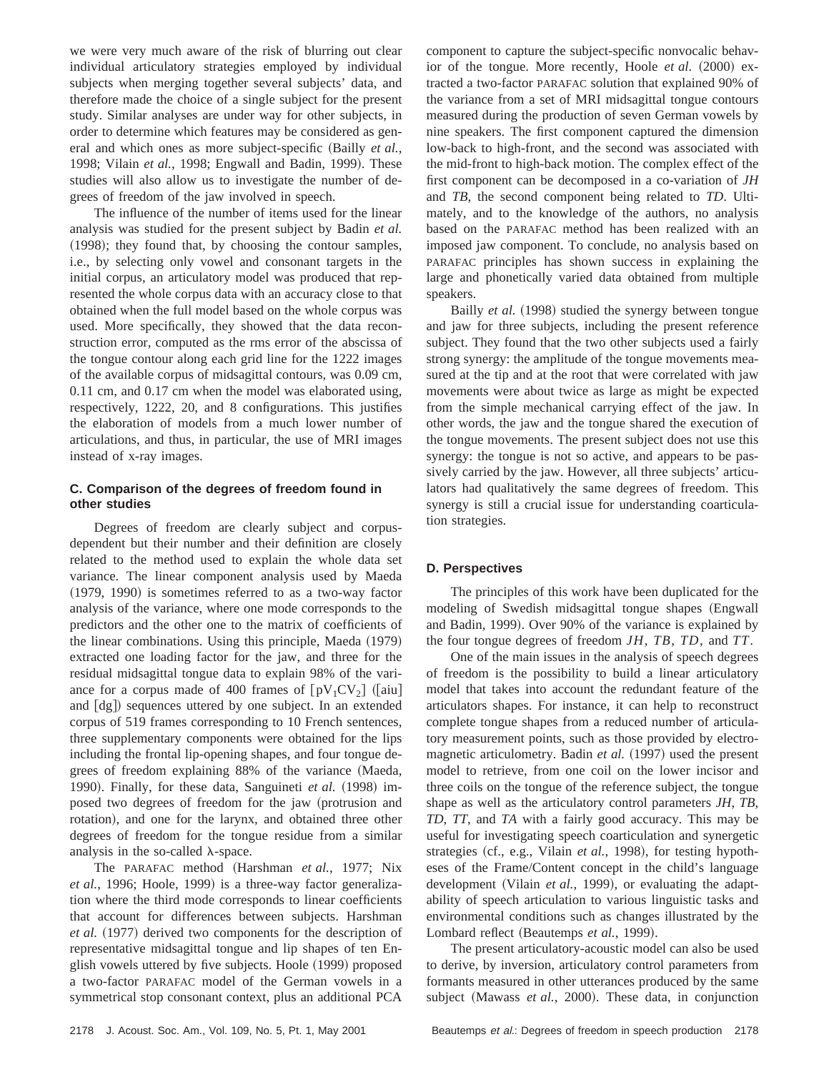we were very much aware of the risk of blurring out clear individual articulatory strategies employed by individual subjects when merging together several subjects' data, and therefore made the choice of a single subject for the present study. Similar analyses are under way for other subjects, in order to determine which features may be considered as general and which ones as more subject-specific (Bailly *et al.*, 1998; Vilain *et al.*, 1998; Engwall and Badin, 1999). These studies will also allow us to investigate the number of degrees of freedom of the jaw involved in speech.

The influence of the number of items used for the linear analysis was studied for the present subject by Badin *et al.* (1998); they found that, by choosing the contour samples, i.e., by selecting only vowel and consonant targets in the initial corpus, an articulatory model was produced that represented the whole corpus data with an accuracy close to that obtained when the full model based on the whole corpus was used. More specifically, they showed that the data reconstruction error, computed as the rms error of the abscissa of the tongue contour along each grid line for the 1222 images of the available corpus of midsagittal contours, was 0.09 cm, 0.11 cm, and 0.17 cm when the model was elaborated using, respectively, 1222, 20, and 8 configurations. This justifies the elaboration of models from a much lower number of articulations, and thus, in particular, the use of MRI images instead of x-ray images.

### C. Comparison of the degrees of freedom found in other studies

Degrees of freedom are clearly subject and corpus-dependent but their number and their definition are closely related to the method used to explain the whole data set variance. The linear component analysis used by Maeda (1979, 1990) is sometimes referred to as a two-way factor analysis of the variance, where one mode corresponds to the predictors and the other one to the matrix of coefficients of the linear combinations. Using this principle, Maeda (1979) extracted one loading factor for the jaw, and three for the residual midsagittal tongue data to explain 98% of the variance for a corpus made of 400 frames of [$pV_1CV_2$] ([aiu] and [dg]) sequences uttered by one subject. In an extended corpus of 519 frames corresponding to 10 French sentences, three supplementary components were obtained for the lips including the frontal lip-opening shapes, and four tongue degrees of freedom explaining 88% of the variance (Maeda, 1990). Finally, for these data, Sanguineti *et al.* (1998) imposed two degrees of freedom for the jaw (protrusion and rotation), and one for the larynx, and obtained three other degrees of freedom for the tongue residue from a similar analysis in the so-called λ-space.

The PARAFAC method (Harshman *et al.*, 1977; Nix *et al.*, 1996; Hoole, 1999) is a three-way factor generalization where the third mode corresponds to linear coefficients that account for differences between subjects. Harshman *et al.* (1977) derived two components for the description of representative midsagittal tongue and lip shapes of ten English vowels uttered by five subjects. Hoole (1999) proposed a two-factor PARAFAC model of the German vowels in a symmetrical stop consonant context, plus an additional PCA component to capture the subject-specific nonvocalic behavior of the tongue. More recently, Hoole *et al.* (2000) extracted a two-factor PARAFAC solution that explained 90% of the variance from a set of MRI midsagittal tongue contours measured during the production of seven German vowels by nine speakers. The first component captured the dimension low-back to high-front, and the second was associated with the mid-front to high-back motion. The complex effect of the first component can be decomposed in a co-variation of *JH* and *TB*, the second component being related to *TD*. Ultimately, and to the knowledge of the authors, no analysis based on the PARAFAC method has been realized with an imposed jaw component. To conclude, no analysis based on PARAFAC principles has shown success in explaining the large and phonetically varied data obtained from multiple speakers.

Bailly *et al.* (1998) studied the synergy between tongue and jaw for three subjects, including the present reference subject. They found that the two other subjects used a fairly strong synergy: the amplitude of the tongue movements measured at the tip and at the root that were correlated with jaw movements were about twice as large as might be expected from the simple mechanical carrying effect of the jaw. In other words, the jaw and the tongue shared the execution of the tongue movements. The present subject does not use this synergy: the tongue is not so active, and appears to be passively carried by the jaw. However, all three subjects' articulators had qualitatively the same degrees of freedom. This synergy is still a crucial issue for understanding coarticulation strategies.

### D. Perspectives

The principles of this work have been duplicated for the modeling of Swedish midsagittal tongue shapes (Engwall and Badin, 1999). Over 90% of the variance is explained by the four tongue degrees of freedom *JH*, *TB*, *TD*, and *TT*.

One of the main issues in the analysis of speech degrees of freedom is the possibility to build a linear articulatory model that takes into account the redundant feature of the articulators shapes. For instance, it can help to reconstruct complete tongue shapes from a reduced number of articulatory measurement points, such as those provided by electromagnetic articulometry. Badin *et al.* (1997) used the present model to retrieve, from one coil on the lower incisor and three coils on the tongue of the reference subject, the tongue shape as well as the articulatory control parameters *JH*, *TB*, *TD*, *TT*, and *TA* with a fairly good accuracy. This may be useful for investigating speech coarticulation and synergetic strategies (cf., e.g., Vilain *et al.*, 1998), for testing hypotheses of the Frame/Content concept in the child's language development (Vilain *et al.*, 1999), or evaluating the adaptability of speech articulation to various linguistic tasks and environmental conditions such as changes illustrated by the Lombard reflect (Beautemps *et al.*, 1999).

The present articulatory-acoustic model can also be used to derive, by inversion, articulatory control parameters from formants measured in other utterances produced by the same subject (Mawass *et al.*, 2000). These data, in conjunction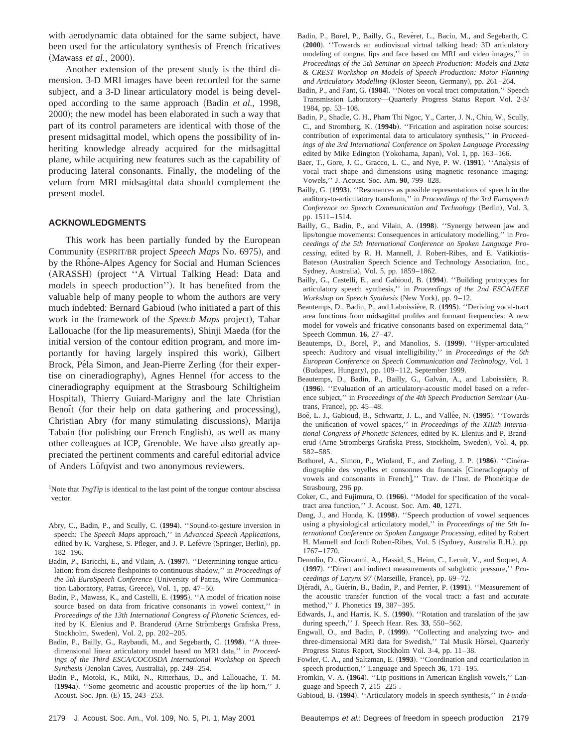with aerodynamic data obtained for the same subject, have been used for the articulatory synthesis of French fricatives (Mawass *et al.*, 2000).

Another extension of the present study is the third dimension. 3-D MRI images have been recorded for the same subject, and a 3-D linear articulatory model is being developed according to the same approach (Badin *et al.*, 1998, 2000); the new model has been elaborated in such a way that part of its control parameters are identical with those of the present midsagittal model, which opens the possibility of inheriting knowledge already acquired for the midsagittal plane, while acquiring new features such as the capability of producing lateral consonants. Finally, the modeling of the velum from MRI midsagittal data should complement the present model.

## ACKNOWLEDGMENTS

This work has been partially funded by the European Community (ESPRIT/BR project *Speech Maps* No. 6975), and by the Rhône-Alpes Agency for Social and Human Sciences (ARASSH) (project "A Virtual Talking Head: Data and models in speech production"). It has benefited from the valuable help of many people to whom the authors are very much indebted: Bernard Gabioud (who initiated a part of this work in the framework of the *Speech Maps* project), Tahar Lallouache (for the lip measurements), Shinji Maeda (for the initial version of the contour edition program, and more importantly for having largely inspired this work), Gilbert Brock, Péla Simon, and Jean-Pierre Zerling (for their expertise on cineradiography), Agnes Hennel (for access to the cineradiography equipment at the Strasbourg Schiltigheim Hospital), Thierry Guiard-Marigny and the late Christian Benoît (for their help on data gathering and processing), Christian Abry (for many stimulating discussions), Marija Tabain (for polishing our French English), as well as many other colleagues at ICP, Grenoble. We have also greatly appreciated the pertinent comments and careful editorial advice of Anders Löfqvist and two anonymous reviewers.

[1]Note that *TngTip* is identical to the last point of the tongue contour abscissa vector.

Abry, C., Badin, P., and Scully, C. (**1994**). "Sound-to-gesture inversion in speech: The *Speech Maps* approach," in *Advanced Speech Applications*, edited by K. Varghese, S. Pfleger, and J. P. Lefèvre (Springer, Berlin), pp. 182–196.

Badin, P., Baricchi, E., and Vilain, A. (**1997**). "Determining tongue articulation: from discrete fleshpoints to continuous shadow," in *Proceedings of the 5th EuroSpeech Conference* (University of Patras, Wire Communication Laboratory, Patras, Greece), Vol. 1, pp. 47–50.

Badin, P., Mawass, K., and Castelli, E. (**1995**). "A model of frication noise source based on data from fricative consonants in vowel context," in *Proceedings of the 13th International Congress of Phonetic Sciences*, edited by K. Elenius and P. Branderud (Arne Strömbergs Grafiska Press, Stockholm, Sweden), Vol. 2, pp. 202–205.

Badin, P., Bailly, G., Raybaudi, M., and Segebarth, C. (**1998**). "A three-dimensional linear articulatory model based on MRI data," in *Proceedings of the Third ESCA/COCOSDA International Workshop on Speech Synthesis* (Jenolan Caves, Australia), pp. 249–254.

Badin P., Motoki, K., Miki, N., Ritterhaus, D., and Lallouache, T. M. (**1994a**). "Some geometric and acoustic properties of the lip horn," J. Acoust. Soc. Jpn. (E) **15**, 243–253.

Badin, P., Borel, P., Bailly, G., Revéret, L., Baciu, M., and Segebarth, C. (**2000**). "Towards an audiovisual virtual talking head: 3D articulatory modeling of tongue, lips and face based on MRI and video images," in *Proceedings of the 5th Seminar on Speech Production: Models and Data & CREST Workshop on Models of Speech Production: Motor Planning and Articulatory Modelling* (Kloster Seeon, Germany), pp. 261–264.

Badin, P., and Fant, G. (**1984**). "Notes on vocal tract computation," Speech Transmission Laboratory—Quarterly Progress Status Report Vol. 2-3/1984, pp. 53–108.

Badin, P., Shadle, C. H., Pham Thi Ngoc, Y., Carter, J. N., Chiu, W., Scully, C., and Stromberg, K. (**1994b**). "Frication and aspiration noise sources: contribution of experimental data to articulatory synthesis," in *Proceedings of the 3rd International Conference on Spoken Language Processing* edited by Mike Edington (Yokohama, Japan), Vol. 1, pp. 163–166.

Baer, T., Gore, J. C., Gracco, L. C., and Nye, P. W. (**1991**). "Analysis of vocal tract shape and dimensions using magnetic resonance imaging: Vowels," J. Acoust. Soc. Am. **90**, 799–828.

Bailly, G. (**1993**). "Resonances as possible representations of speech in the auditory-to-articulatory transform," in *Proceedings of the 3rd Eurospeech Conference on Speech Communication and Technology* (Berlin), Vol. 3, pp. 1511–1514.

Bailly, G., Badin, P., and Vilain, A. (**1998**). "Synergy between jaw and lips/tongue movements: Consequences in articulatory modelling," in *Proceedings of the 5th International Conference on Spoken Language Processing*, edited by R. H. Mannell, J. Robert-Ribes, and E. Vatikiotis-Bateson (Australian Speech Science and Technology Association, Inc., Sydney, Australia), Vol. 5, pp. 1859–1862.

Bailly, G., Castelli, E., and Gabioud, B. (**1994**). "Building prototypes for articulatory speech synthesis," in *Proceedings of the 2nd ESCA/IEEE Workshop on Speech Synthesis* (New York), pp. 9–12.

Beautemps, D., Badin, P., and Laboissière, R. (**1995**). "Deriving vocal-tract area functions from midsagittal profiles and formant frequencies: A new model for vowels and fricative consonants based on experimental data," Speech Commun. **16**, 27–47.

Beautemps, D., Borel, P., and Manolios, S. (**1999**). "Hyper-articulated speech: Auditory and visual intelligibility," in *Proceedings of the 6th European Conference on Speech Communication and Technology*, Vol. 1 (Budapest, Hungary), pp. 109–112, September 1999.

Beautemps, D., Badin, P., Bailly, G., Galván, A., and Laboissière, R. (**1996**). "Evaluation of an articulatory-acoustic model based on a reference subject," in *Proceedings of the 4th Speech Production Seminar* (Autrans, France), pp. 45–48.

Boë, L. J., Gabioud, B., Schwartz, J. L., and Vallée, N. (**1995**). "Towards the unification of vowel spaces," in *Proceedings of the XIIIth International Congress of Phonetic Sciences*, edited by K. Elenius and P. Branderud (Arne Strombergs Grafiska Press, Stockholm, Sweden), Vol. 4, pp. 582–585.

Bothorel, A., Simon, P., Wioland, F., and Zerling, J. P. (**1986**). "Cinéradiographie des voyelles et consonnes du francais [Cineradiography of vowels and consonants in French]," Trav. de l'Inst. de Phonétique de Strasbourg, 296 pp.

Coker, C., and Fujimura, O. (**1966**). "Model for specification of the vocal-tract area function," J. Acoust. Soc. Am. **40**, 1271.

Dang, J., and Honda, K. (**1998**). "Speech production of vowel sequences using a physiological articulatory model," in *Proceedings of the 5th International Conference on Spoken Language Processing*, edited by Robert H. Mannell and Jordi Robert-Ribes, Vol. 5 (Sydney, Australia R.H.), pp. 1767–1770.

Demolin, D., Giovanni, A., Hassid, S., Heim, C., Lecuit, V., and Soquet, A. (**1997**). "Direct and indirect measurements of subglottic pressure," *Proceedings of Larynx 97* (Marseille, France), pp. 69–72.

Djéradi, A., Guérin, B., Badin, P., and Perrier, P. (**1991**). "Measurement of the acoustic transfer function of the vocal tract: a fast and accurate method," J. Phonetics **19**, 387–395.

Edwards, J., and Harris, K. S. (**1990**). "Rotation and translation of the jaw during speech," J. Speech Hear. Res. **33**, 550–562.

Engwall, O., and Badin, P. (**1999**). "Collecting and analyzing two- and three-dimensional MRI data for Swedish," Tal Musik Hörsel, Quarterly Progress Status Report, Stockholm Vol. 3-4, pp. 11–38.

Fowler, C. A., and Saltzman, E. (**1993**). "Coordination and coarticulation in speech production," Language and Speech **36**, 171–195.

Fromkin, V. A. (**1964**). "Lip positions in American English vowels," Language and Speech **7**, 215–225 .

Gabioud, B. (**1994**). "Articulatory models in speech synthesis," in *Funda-*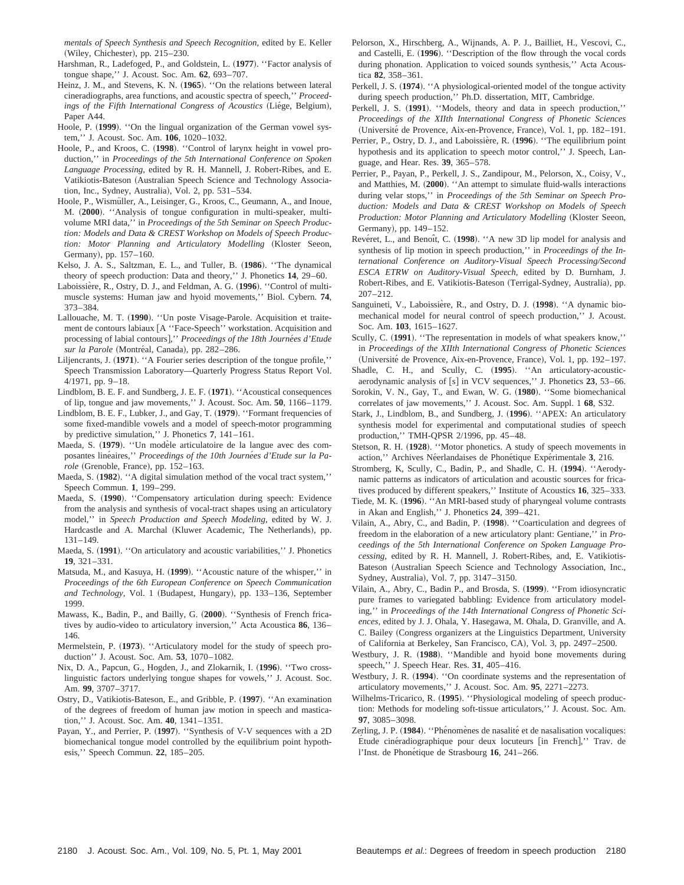*mentals of Speech Synthesis and Speech Recognition*, edited by E. Keller (Wiley, Chichester), pp. 215–230.

Harshman, R., Ladefoged, P., and Goldstein, L. (**1977**). ''Factor analysis of tongue shape,'' J. Acoust. Soc. Am. **62**, 693–707.

Heinz, J. M., and Stevens, K. N. (**1965**). ''On the relations between lateral cineradiographs, area functions, and acoustic spectra of speech,'' *Proceedings of the Fifth International Congress of Acoustics* (Liége, Belgium), Paper A44.

Hoole, P. (**1999**). ''On the lingual organization of the German vowel system,'' J. Acoust. Soc. Am. **106**, 1020–1032.

Hoole, P., and Kroos, C. (**1998**). ''Control of larynx height in vowel production,'' in *Proceedings of the 5th International Conference on Spoken Language Processing*, edited by R. H. Mannell, J. Robert-Ribes, and E. Vatikiotis-Bateson (Australian Speech Science and Technology Association, Inc., Sydney, Australia), Vol. 2, pp. 531–534.

Hoole, P., Wismüller, A., Leisinger, G., Kroos, C., Geumann, A., and Inoue, M. (**2000**). ''Analysis of tongue configuration in multi-speaker, multi-volume MRI data,'' in *Proceedings of the 5th Seminar on Speech Production: Models and Data & CREST Workshop on Models of Speech Production: Motor Planning and Articulatory Modelling* (Kloster Seeon, Germany), pp. 157–160.

Kelso, J. A. S., Saltzman, E. L., and Tuller, B. (**1986**). ''The dynamical theory of speech production: Data and theory,'' J. Phonetics **14**, 29–60.

Laboissière, R., Ostry, D. J., and Feldman, A. G. (**1996**). ''Control of multi-muscle systems: Human jaw and hyoid movements,'' Biol. Cybern. **74**, 373–384.

Lallouache, M. T. (**1990**). ''Un poste Visage-Parole. Acquisition et traitement de contours labiaux [A ''Face-Speech'' workstation. Acquisition and processing of labial contours],'' *Proceedings of the 18th Journées d'Etude sur la Parole* (Montréal, Canada), pp. 282–286.

Liljencrants, J. (**1971**). ''A Fourier series description of the tongue profile,'' Speech Transmission Laboratory—Quarterly Progress Status Report Vol. 4/1971, pp. 9–18.

Lindblom, B. E. F. and Sundberg, J. E. F. (**1971**). ''Acoustical consequences of lip, tongue and jaw movements,'' J. Acoust. Soc. Am. **50**, 1166–1179.

Lindblom, B. E. F., Lubker, J., and Gay, T. (**1979**). ''Formant frequencies of some fixed-mandible vowels and a model of speech-motor programming by predictive simulation,'' J. Phonetics **7**, 141–161.

Maeda, S. (**1979**). ''Un modèle articulatoire de la langue avec des composantes linéaires,'' *Proceedings of the 10th Journées d'Etude sur la Parole* (Grenoble, France), pp. 152–163.

Maeda, S. (**1982**). ''A digital simulation method of the vocal tract system,'' Speech Commun. **1**, 199–299.

Maeda, S. (**1990**). ''Compensatory articulation during speech: Evidence from the analysis and synthesis of vocal-tract shapes using an articulatory model,'' in *Speech Production and Speech Modeling*, edited by W. J. Hardcastle and A. Marchal (Kluwer Academic, The Netherlands), pp. 131–149.

Maeda, S. (**1991**). ''On articulatory and acoustic variabilities,'' J. Phonetics **19**, 321–331.

Matsuda, M., and Kasuya, H. (**1999**). ''Acoustic nature of the whisper,'' in *Proceedings of the 6th European Conference on Speech Communication and Technology*, Vol. 1 (Budapest, Hungary), pp. 133–136, September 1999.

Mawass, K., Badin, P., and Bailly, G. (**2000**). ''Synthesis of French fricatives by audio-video to articulatory inversion,'' Acta Acoustica **86**, 136–146.

Mermelstein, P. (**1973**). ''Articulatory model for the study of speech production'' J. Acoust. Soc. Am. **53**, 1070–1082.

Nix, D. A., Papcun, G., Hogden, J., and Zlokarnik, I. (**1996**). ''Two cross-linguistic factors underlying tongue shapes for vowels,'' J. Acoust. Soc. Am. **99**, 3707–3717.

Ostry, D., Vatikiotis-Bateson, E., and Gribble, P. (**1997**). ''An examination of the degrees of freedom of human jaw motion in speech and mastication,'' J. Acoust. Soc. Am. **40**, 1341–1351.

Payan, Y., and Perrier, P. (**1997**). ''Synthesis of V-V sequences with a 2D biomechanical tongue model controlled by the equilibrium point hypothesis,'' Speech Commun. **22**, 185–205.

Pelorson, X., Hirschberg, A., Wijnands, A. P. J., Bailliet, H., Vescovi, C., and Castelli, E. (**1996**). ''Description of the flow through the vocal cords during phonation. Application to voiced sounds synthesis,'' Acta Acoustica **82**, 358–361.

Perkell, J. S. (**1974**). ''A physiological-oriented model of the tongue activity during speech production,'' Ph.D. dissertation, MIT, Cambridge.

Perkell, J. S. (**1991**). ''Models, theory and data in speech production,'' *Proceedings of the XIIth International Congress of Phonetic Sciences* (Université de Provence, Aix-en-Provence, France), Vol. 1, pp. 182–191.

Perrier, P., Ostry, D. J., and Laboissière, R. (**1996**). ''The equilibrium point hypothesis and its application to speech motor control,'' J. Speech, Language, and Hear. Res. **39**, 365–578.

Perrier, P., Payan, P., Perkell, J. S., Zandipour, M., Pelorson, X., Coisy, V., and Matthies, M. (**2000**). ''An attempt to simulate fluid-walls interactions during velar stops,'' in *Proceedings of the 5th Seminar on Speech Production: Models and Data & CREST Workshop on Models of Speech Production: Motor Planning and Articulatory Modelling* (Kloster Seeon, Germany), pp. 149–152.

Revéret, L., and Benoît, C. (**1998**). ''A new 3D lip model for analysis and synthesis of lip motion in speech production,'' in *Proceedings of the International Conference on Auditory-Visual Speech Processing/Second ESCA ETRW on Auditory-Visual Speech*, edited by D. Burnham, J. Robert-Ribes, and E. Vatikiotis-Bateson (Terrigal-Sydney, Australia), pp. 207–212.

Sanguineti, V., Laboissière, R., and Ostry, D. J. (**1998**). ''A dynamic biomechanical model for neural control of speech production,'' J. Acoust. Soc. Am. **103**, 1615–1627.

Scully, C. (**1991**). ''The representation in models of what speakers know,'' in *Proceedings of the XIIth International Congress of Phonetic Sciences* (Université de Provence, Aix-en-Provence, France), Vol. 1, pp. 192–197.

Shadle, C. H., and Scully, C. (**1995**). ''An articulatory-acoustic-aerodynamic analysis of [s] in VCV sequences,'' J. Phonetics **23**, 53–66.

Sorokin, V. N., Gay, T., and Ewan, W. G. (**1980**). ''Some biomechanical correlates of jaw movements,'' J. Acoust. Soc. Am. Suppl. 1 **68**, S32.

Stark, J., Lindblom, B., and Sundberg, J. (**1996**). ''APEX: An articulatory synthesis model for experimental and computational studies of speech production,'' TMH-QPSR 2/1996, pp. 45–48.

Stetson, R. H. (**1928**). ''Motor phonetics. A study of speech movements in action,'' Archives Néerlandaises de Phonétique Expérimentale **3**, 216.

Stromberg, K, Scully, C., Badin, P., and Shadle, C. H. (**1994**). ''Aerodynamic patterns as indicators of articulation and acoustic sources for fricatives produced by different speakers,'' Institute of Acoustics **16**, 325–333.

Tiede, M. K. (**1996**). ''An MRI-based study of pharyngeal volume contrasts in Akan and English,'' J. Phonetics **24**, 399–421.

Vilain, A., Abry, C., and Badin, P. (**1998**). ''Coarticulation and degrees of freedom in the elaboration of a new articulatory plant: Gentiane,'' in *Proceedings of the 5th International Conference on Spoken Language Processing*, edited by R. H. Mannell, J. Robert-Ribes, and, E. Vatikiotis-Bateson (Australian Speech Science and Technology Association, Inc., Sydney, Australia), Vol. 7, pp. 3147–3150.

Vilain, A., Abry, C., Badin P., and Brosda, S. (**1999**). ''From idiosyncratic pure frames to variegated babbling: Evidence from articulatory modeling,'' in *Proceedings of the 14th International Congress of Phonetic Sciences*, edited by J. J. Ohala, Y. Hasegawa, M. Ohala, D. Granville, and A. C. Bailey (Congress organizers at the Linguistics Department, University of California at Berkeley, San Francisco, CA), Vol. 3, pp. 2497–2500.

Westbury, J. R. (**1988**). ''Mandible and hyoid bone movements during speech,'' J. Speech Hear. Res. **31**, 405–416.

Westbury, J. R. (**1994**). ''On coordinate systems and the representation of articulatory movements,'' J. Acoust. Soc. Am. **95**, 2271–2273.

Wilhelms-Tricarico, R. (**1995**). ''Physiological modeling of speech production: Methods for modeling soft-tissue articulators,'' J. Acoust. Soc. Am. **97**, 3085–3098.

Zerling, J. P. (**1984**). ''Phénomènes de nasalité et de nasalisation vocaliques: Étude cinéradiographique pour deux locuteurs [in French],'' Trav. de l'Inst. de Phonétique de Strasbourg **16**, 241–266.